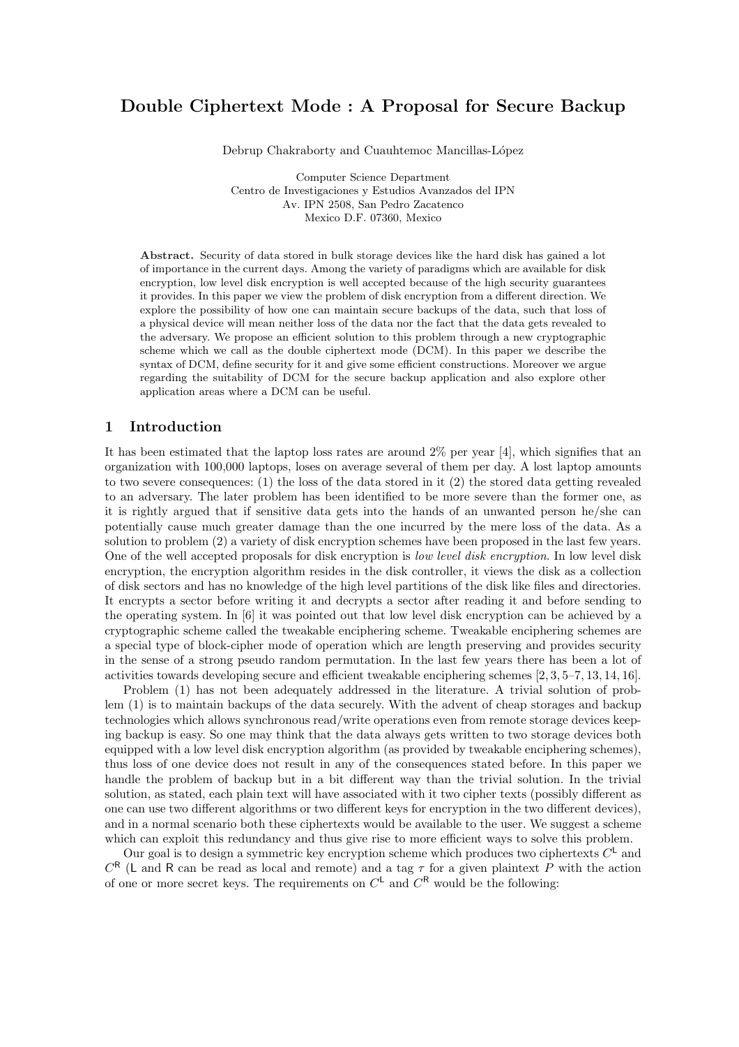# Double Ciphertext Mode : A Proposal for Secure Backup

Debrup Chakraborty and Cuauhtemoc Mancillas-López

Computer Science Department
Centro de Investigaciones y Estudios Avanzados del IPN
Av. IPN 2508, San Pedro Zacatenco
Mexico D.F. 07360, Mexico

**Abstract.** Security of data stored in bulk storage devices like the hard disk has gained a lot of importance in the current days. Among the variety of paradigms which are available for disk encryption, low level disk encryption is well accepted because of the high security guarantees it provides. In this paper we view the problem of disk encryption from a different direction. We explore the possibility of how one can maintain secure backups of the data, such that loss of a physical device will mean neither loss of the data nor the fact that the data gets revealed to the adversary. We propose an efficient solution to this problem through a new cryptographic scheme which we call as the double ciphertext mode (DCM). In this paper we describe the syntax of DCM, define security for it and give some efficient constructions. Moreover we argue regarding the suitability of DCM for the secure backup application and also explore other application areas where a DCM can be useful.

## 1 Introduction

It has been estimated that the laptop loss rates are around 2% per year [4], which signifies that an organization with 100,000 laptops, loses on average several of them per day. A lost laptop amounts to two severe consequences: (1) the loss of the data stored in it (2) the stored data getting revealed to an adversary. The later problem has been identified to be more severe than the former one, as it is rightly argued that if sensitive data gets into the hands of an unwanted person he/she can potentially cause much greater damage than the one incurred by the mere loss of the data. As a solution to problem (2) a variety of disk encryption schemes have been proposed in the last few years. One of the well accepted proposals for disk encryption is *low level disk encryption*. In low level disk encryption, the encryption algorithm resides in the disk controller, it views the disk as a collection of disk sectors and has no knowledge of the high level partitions of the disk like files and directories. It encrypts a sector before writing it and decrypts a sector after reading it and before sending to the operating system. In [6] it was pointed out that low level disk encryption can be achieved by a cryptographic scheme called the tweakable enciphering scheme. Tweakable enciphering schemes are a special type of block-cipher mode of operation which are length preserving and provides security in the sense of a strong pseudo random permutation. In the last few years there has been a lot of activities towards developing secure and efficient tweakable enciphering schemes [2, 3, 5–7, 13, 14, 16].

Problem (1) has not been adequately addressed in the literature. A trivial solution of problem (1) is to maintain backups of the data securely. With the advent of cheap storages and backup technologies which allows synchronous read/write operations even from remote storage devices keeping backup is easy. So one may think that the data always gets written to two storage devices both equipped with a low level disk encryption algorithm (as provided by tweakable enciphering schemes), thus loss of one device does not result in any of the consequences stated before. In this paper we handle the problem of backup but in a bit different way than the trivial solution. In the trivial solution, as stated, each plain text will have associated with it two cipher texts (possibly different as one can use two different algorithms or two different keys for encryption in the two different devices), and in a normal scenario both these ciphertexts would be available to the user. We suggest a scheme which can exploit this redundancy and thus give rise to more efficient ways to solve this problem.

Our goal is to design a symmetric key encryption scheme which produces two ciphertexts $C^{\mathsf{L}}$ and $C^{\mathsf{R}}$ ($\mathsf{L}$ and $\mathsf{R}$ can be read as local and remote) and a tag $\tau$ for a given plaintext $P$ with the action of one or more secret keys. The requirements on $C^{\mathsf{L}}$ and $C^{\mathsf{R}}$ would be the following: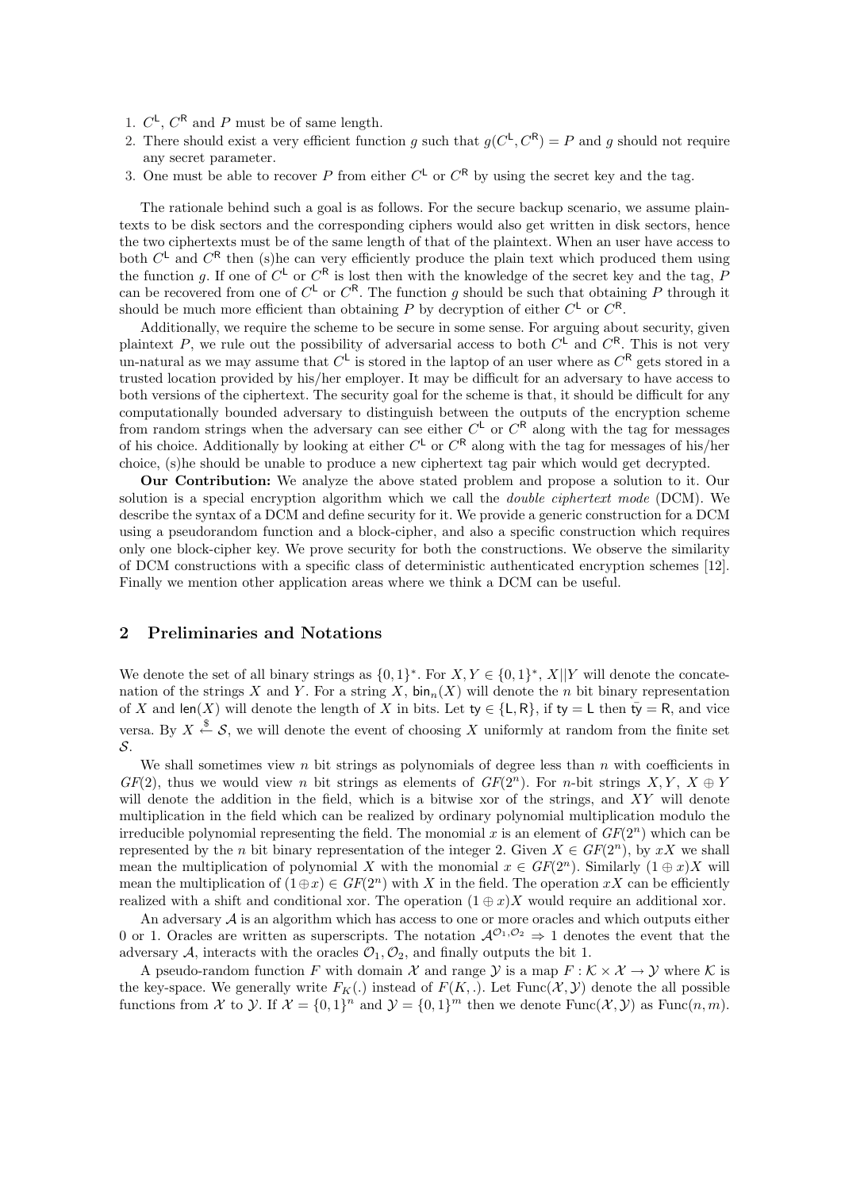1. $C^{\mathsf{L}}$, $C^{\mathsf{R}}$ and $P$ must be of same length.
2. There should exist a very efficient function $g$ such that $g(C^{\mathsf{L}}, C^{\mathsf{R}}) = P$ and $g$ should not require any secret parameter.
3. One must be able to recover $P$ from either $C^{\mathsf{L}}$ or $C^{\mathsf{R}}$ by using the secret key and the tag.

The rationale behind such a goal is as follows. For the secure backup scenario, we assume plaintexts to be disk sectors and the corresponding ciphers would also get written in disk sectors, hence the two ciphertexts must be of the same length of that of the plaintext. When an user have access to both $C^{\mathsf{L}}$ and $C^{\mathsf{R}}$ then (s)he can very efficiently produce the plain text which produced them using the function $g$. If one of $C^{\mathsf{L}}$ or $C^{\mathsf{R}}$ is lost then with the knowledge of the secret key and the tag, $P$ can be recovered from one of $C^{\mathsf{L}}$ or $C^{\mathsf{R}}$. The function $g$ should be such that obtaining $P$ through it should be much more efficient than obtaining $P$ by decryption of either $C^{\mathsf{L}}$ or $C^{\mathsf{R}}$.

Additionally, we require the scheme to be secure in some sense. For arguing about security, given plaintext $P$, we rule out the possibility of adversarial access to both $C^{\mathsf{L}}$ and $C^{\mathsf{R}}$. This is not very un-natural as we may assume that $C^{\mathsf{L}}$ is stored in the laptop of an user where as $C^{\mathsf{R}}$ gets stored in a trusted location provided by his/her employer. It may be difficult for an adversary to have access to both versions of the ciphertext. The security goal for the scheme is that, it should be difficult for any computationally bounded adversary to distinguish between the outputs of the encryption scheme from random strings when the adversary can see either $C^{\mathsf{L}}$ or $C^{\mathsf{R}}$ along with the tag for messages of his choice. Additionally by looking at either $C^{\mathsf{L}}$ or $C^{\mathsf{R}}$ along with the tag for messages of his/her choice, (s)he should be unable to produce a new ciphertext tag pair which would get decrypted.

**Our Contribution:** We analyze the above stated problem and propose a solution to it. Our solution is a special encryption algorithm which we call the *double ciphertext mode* (DCM). We describe the syntax of a DCM and define security for it. We provide a generic construction for a DCM using a pseudorandom function and a block-cipher, and also a specific construction which requires only one block-cipher key. We prove security for both the constructions. We observe the similarity of DCM constructions with a specific class of deterministic authenticated encryption schemes [12]. Finally we mention other application areas where we think a DCM can be useful.

## 2 Preliminaries and Notations

We denote the set of all binary strings as $\{0,1\}^*$. For $X, Y \in \{0,1\}^*$, $X||Y$ will denote the concatenation of the strings $X$ and $Y$. For a string $X$, $\mathsf{bin}_n(X)$ will denote the $n$ bit binary representation of $X$ and $\mathsf{len}(X)$ will denote the length of $X$ in bits. Let $\mathsf{ty} \in \{\mathsf{L}, \mathsf{R}\}$, if $\mathsf{ty} = \mathsf{L}$ then $\bar{\mathsf{ty}} = \mathsf{R}$, and vice versa. By $X \xleftarrow{\$} \mathcal{S}$, we will denote the event of choosing $X$ uniformly at random from the finite set $\mathcal{S}$.

We shall sometimes view $n$ bit strings as polynomials of degree less than $n$ with coefficients in $GF(2)$, thus we would view $n$ bit strings as elements of $GF(2^n)$. For $n$-bit strings $X, Y$, $X \oplus Y$ will denote the addition in the field, which is a bitwise xor of the strings, and $XY$ will denote multiplication in the field which can be realized by ordinary polynomial multiplication modulo the irreducible polynomial representing the field. The monomial $x$ is an element of $GF(2^n)$ which can be represented by the $n$ bit binary representation of the integer 2. Given $X \in GF(2^n)$, by $xX$ we shall mean the multiplication of polynomial $X$ with the monomial $x \in GF(2^n)$. Similarly $(1 \oplus x)X$ will mean the multiplication of $(1 \oplus x) \in GF(2^n)$ with $X$ in the field. The operation $xX$ can be efficiently realized with a shift and conditional xor. The operation $(1 \oplus x)X$ would require an additional xor.

An adversary $\mathcal{A}$ is an algorithm which has access to one or more oracles and which outputs either 0 or 1. Oracles are written as superscripts. The notation $\mathcal{A}^{\mathcal{O}_1, \mathcal{O}_2} \Rightarrow 1$ denotes the event that the adversary $\mathcal{A}$, interacts with the oracles $\mathcal{O}_1, \mathcal{O}_2$, and finally outputs the bit 1.

A pseudo-random function $F$ with domain $\mathcal{X}$ and range $\mathcal{Y}$ is a map $F : \mathcal{K} \times \mathcal{X} \rightarrow \mathcal{Y}$ where $\mathcal{K}$ is the key-space. We generally write $F_K(.)$ instead of $F(K, .)$. Let $\mathrm{Func}(\mathcal{X}, \mathcal{Y})$ denote the all possible functions from $\mathcal{X}$ to $\mathcal{Y}$. If $\mathcal{X} = \{0,1\}^n$ and $\mathcal{Y} = \{0,1\}^m$ then we denote $\mathrm{Func}(\mathcal{X}, \mathcal{Y})$ as $\mathrm{Func}(n, m)$.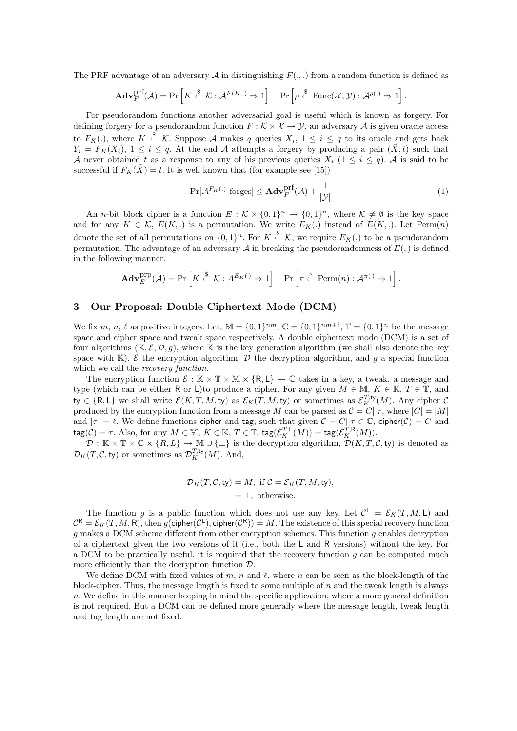The PRF advantage of an adversary $\mathcal{A}$ in distinguishing $F(.,.)$ from a random function is defined as

$$\mathbf{Adv}_F^{\mathrm{prf}}(\mathcal{A}) = \Pr\left[K \xleftarrow{\$} \mathcal{K} : \mathcal{A}^{F(K,.)} \Rightarrow 1\right] - \Pr\left[\rho \xleftarrow{\$} \mathrm{Func}(\mathcal{X}, \mathcal{Y}) : \mathcal{A}^{\rho(.)} \Rightarrow 1\right].$$

For pseudorandom functions another adversarial goal is useful which is known as forgery. For defining forgery for a pseudorandom function $F : \mathcal{K} \times \mathcal{X} \rightarrow \mathcal{Y}$, an adversary $\mathcal{A}$ is given oracle access to $F_K(.)$, where $K \xleftarrow{\$} \mathcal{K}$. Suppose $\mathcal{A}$ makes $q$ queries $X_i$, $1 \leq i \leq q$ to its oracle and gets back $Y_i = F_K(X_i)$, $1 \leq i \leq q$. At the end $\mathcal{A}$ attempts a forgery by producing a pair $(\tilde{X}, t)$ such that $\mathcal{A}$ never obtained $t$ as a response to any of his previous queries $X_i$ $(1 \leq i \leq q)$. $\mathcal{A}$ is said to be successful if $F_K(\tilde{X}) = t$. It is well known that (for example see [15])

$$\Pr[\mathcal{A}^{F_K(.)} \text{ forges}] \leq \mathbf{Adv}_F^{\mathrm{prf}}(\mathcal{A}) + \frac{1}{|\mathcal{Y}|} \tag{1}$$

An $n$-bit block cipher is a function $E : \mathcal{K} \times \{0,1\}^n \rightarrow \{0,1\}^n$, where $\mathcal{K} \neq \emptyset$ is the key space and for any $K \in \mathcal{K}$, $E(K,.)$ is a permutation. We write $E_K(.)$ instead of $E(K,.)$. Let $\mathrm{Perm}(n)$ denote the set of all permutations on $\{0,1\}^n$. For $K \xleftarrow{\$} \mathcal{K}$, we require $E_K(.)$ to be a pseudorandom permutation. The advantage of an adversary $\mathcal{A}$ in breaking the pseudorandomness of $E(,)$ is defined in the following manner.

$$\mathbf{Adv}_E^{\mathrm{prp}}(\mathcal{A}) = \Pr\left[K \xleftarrow{\$} \mathcal{K} : A^{E_K()} \Rightarrow 1\right] - \Pr\left[\pi \xleftarrow{\$} \mathrm{Perm}(n) : \mathcal{A}^{\pi()} \Rightarrow 1\right].$$

## 3 Our Proposal: Double Ciphertext Mode (DCM)

We fix $m$, $n$, $\ell$ as positive integers. Let, $\mathbb{M} = \{0,1\}^{nm}$, $\mathbb{C} = \{0,1\}^{nm+\ell}$, $\mathbb{T} = \{0,1\}^n$ be the message space and cipher space and tweak space respectively. A double ciphertext mode (DCM) is a set of four algorithms $(\mathbb{K}, \mathcal{E}, \mathcal{D}, g)$, where $\mathbb{K}$ is the key generation algorithm (we shall also denote the key space with $\mathbb{K}$), $\mathcal{E}$ the encryption algorithm, $\mathcal{D}$ the decryption algorithm, and $g$ a special function which we call the *recovery function*.

The encryption function $\mathcal{E} : \mathbb{K} \times \mathbb{T} \times \mathbb{M} \times \{\mathsf{R}, \mathsf{L}\} \rightarrow \mathbb{C}$ takes in a key, a tweak, a message and type (which can be either $\mathsf{R}$ or $\mathsf{L}$)to produce a cipher. For any given $M \in \mathbb{M}$, $K \in \mathbb{K}$, $T \in \mathbb{T}$, and $\mathsf{ty} \in \{\mathsf{R}, \mathsf{L}\}$ we shall write $\mathcal{E}(K, T, M, \mathsf{ty})$ as $\mathcal{E}_K(T, M, \mathsf{ty})$ or sometimes as $\mathcal{E}_K^{T,\mathsf{ty}}(M)$. Any cipher $\mathcal{C}$ produced by the encryption function from a message $M$ can be parsed as $\mathcal{C} = C||\tau$, where $|C| = |M|$ and $|\tau| = \ell$. We define functions $\mathsf{cipher}$ and $\mathsf{tag}$, such that given $\mathcal{C} = C||\tau \in \mathbb{C}$, $\mathsf{cipher}(\mathcal{C}) = C$ and $\mathsf{tag}(\mathcal{C}) = \tau$. Also, for any $M \in \mathbb{M}$, $K \in \mathbb{K}$, $T \in \mathbb{T}$, $\mathsf{tag}(\mathcal{E}_K^{T,\mathsf{L}}(M)) = \mathsf{tag}(\mathcal{E}_K^{T,\mathsf{R}}(M))$.

$\mathcal{D} : \mathbb{K} \times \mathbb{T} \times \mathbb{C} \times \{R, L\} \rightarrow \mathbb{M} \cup \{\perp\}$ is the decryption algorithm, $\mathcal{D}(K, T, \mathcal{C}, \mathsf{ty})$ is denoted as $\mathcal{D}_K(T, \mathcal{C}, \mathsf{ty})$ or sometimes as $\mathcal{D}_K^{T,\mathsf{ty}}(M)$. And,

$$\begin{aligned}
\mathcal{D}_K(T, \mathcal{C}, \mathsf{ty}) &= M, \text{ if } \mathcal{C} = \mathcal{E}_K(T, M, \mathsf{ty}), \\
&= \perp, \text{ otherwise.}
\end{aligned}$$

The function $g$ is a public function which does not use any key. Let $\mathcal{C}^{\mathsf{L}} = \mathcal{E}_K(T, M, \mathsf{L})$ and $\mathcal{C}^{\mathsf{R}} = \mathcal{E}_K(T, M, \mathsf{R})$, then $g(\mathsf{cipher}(\mathcal{C}^{\mathsf{L}}), \mathsf{cipher}(\mathcal{C}^{\mathsf{R}})) = M$. The existence of this special recovery function $g$ makes a DCM scheme different from other encryption schemes. This function $g$ enables decryption of a ciphertext given the two versions of it (i.e., both the $\mathsf{L}$ and $\mathsf{R}$ versions) without the key. For a DCM to be practically useful, it is required that the recovery function $g$ can be computed much more efficiently than the decryption function $\mathcal{D}$.

We define DCM with fixed values of $m$, $n$ and $\ell$, where $n$ can be seen as the block-length of the block-cipher. Thus, the message length is fixed to some multiple of $n$ and the tweak length is always $n$. We define in this manner keeping in mind the specific application, where a more general definition is not required. But a DCM can be defined more generally where the message length, tweak length and tag length are not fixed.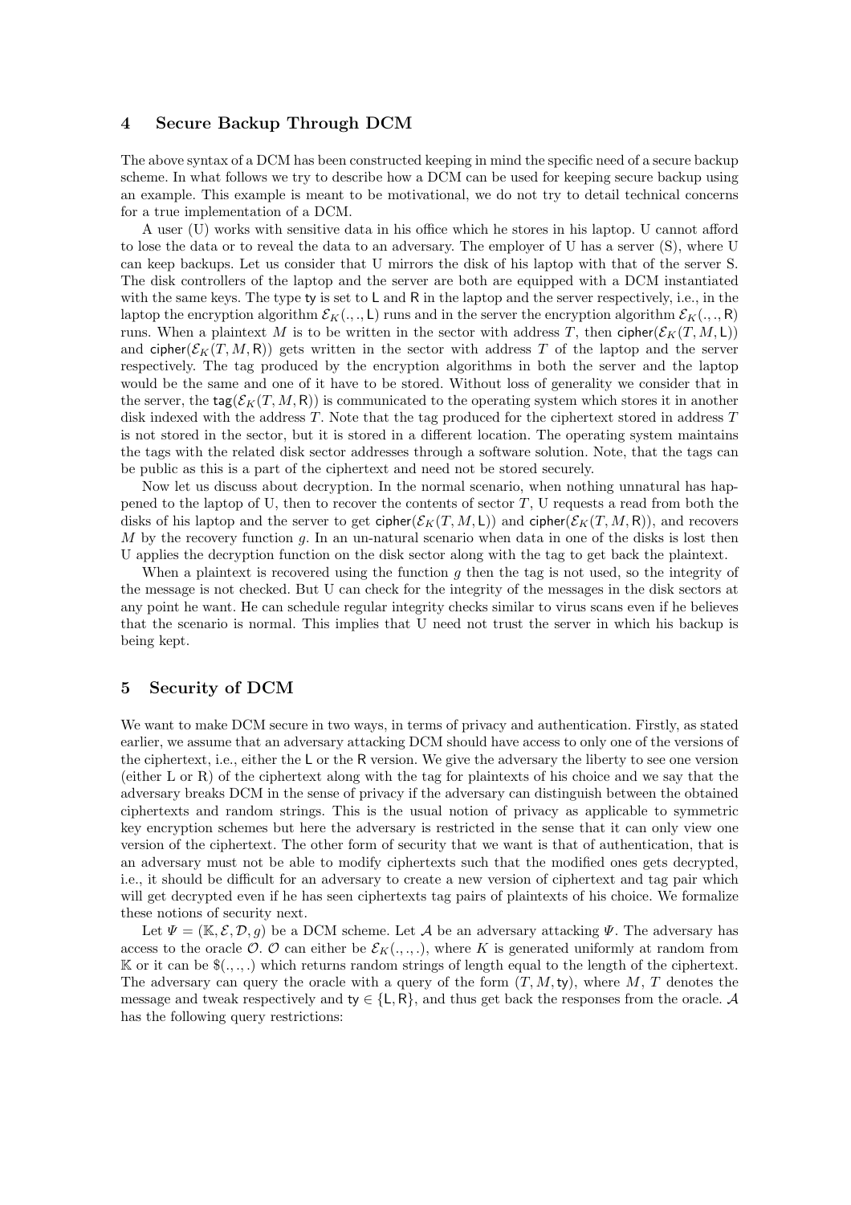## 4 Secure Backup Through DCM

The above syntax of a DCM has been constructed keeping in mind the specific need of a secure backup scheme. In what follows we try to describe how a DCM can be used for keeping secure backup using an example. This example is meant to be motivational, we do not try to detail technical concerns for a true implementation of a DCM.

A user (U) works with sensitive data in his office which he stores in his laptop. U cannot afford to lose the data or to reveal the data to an adversary. The employer of U has a server (S), where U can keep backups. Let us consider that U mirrors the disk of his laptop with that of the server S. The disk controllers of the laptop and the server are both are equipped with a DCM instantiated with the same keys. The type $\mathsf{ty}$ is set to $\mathsf{L}$ and $\mathsf{R}$ in the laptop and the server respectively, i.e., in the laptop the encryption algorithm $\mathcal{E}_K(.,.,\mathsf{L})$ runs and in the server the encryption algorithm $\mathcal{E}_K(.,.,\mathsf{R})$ runs. When a plaintext $M$ is to be written in the sector with address $T$, then $\mathsf{cipher}(\mathcal{E}_K(T,M,\mathsf{L}))$ and $\mathsf{cipher}(\mathcal{E}_K(T,M,\mathsf{R}))$ gets written in the sector with address $T$ of the laptop and the server respectively. The tag produced by the encryption algorithms in both the server and the laptop would be the same and one of it have to be stored. Without loss of generality we consider that in the server, the $\mathsf{tag}(\mathcal{E}_K(T,M,\mathsf{R}))$ is communicated to the operating system which stores it in another disk indexed with the address $T$. Note that the tag produced for the ciphertext stored in address $T$ is not stored in the sector, but it is stored in a different location. The operating system maintains the tags with the related disk sector addresses through a software solution. Note, that the tags can be public as this is a part of the ciphertext and need not be stored securely.

Now let us discuss about decryption. In the normal scenario, when nothing unnatural has happened to the laptop of U, then to recover the contents of sector $T$, U requests a read from both the disks of his laptop and the server to get $\mathsf{cipher}(\mathcal{E}_K(T,M,\mathsf{L}))$ and $\mathsf{cipher}(\mathcal{E}_K(T,M,\mathsf{R}))$, and recovers $M$ by the recovery function $g$. In an un-natural scenario when data in one of the disks is lost then U applies the decryption function on the disk sector along with the tag to get back the plaintext.

When a plaintext is recovered using the function $g$ then the tag is not used, so the integrity of the message is not checked. But U can check for the integrity of the messages in the disk sectors at any point he want. He can schedule regular integrity checks similar to virus scans even if he believes that the scenario is normal. This implies that U need not trust the server in which his backup is being kept.

## 5 Security of DCM

We want to make DCM secure in two ways, in terms of privacy and authentication. Firstly, as stated earlier, we assume that an adversary attacking DCM should have access to only one of the versions of the ciphertext, i.e., either the $\mathsf{L}$ or the $\mathsf{R}$ version. We give the adversary the liberty to see one version (either L or R) of the ciphertext along with the tag for plaintexts of his choice and we say that the adversary breaks DCM in the sense of privacy if the adversary can distinguish between the obtained ciphertexts and random strings. This is the usual notion of privacy as applicable to symmetric key encryption schemes but here the adversary is restricted in the sense that it can only view one version of the ciphertext. The other form of security that we want is that of authentication, that is an adversary must not be able to modify ciphertexts such that the modified ones gets decrypted, i.e., it should be difficult for an adversary to create a new version of ciphertext and tag pair which will get decrypted even if he has seen ciphertexts tag pairs of plaintexts of his choice. We formalize these notions of security next.

Let $\Psi = (\mathbb{K}, \mathcal{E}, \mathcal{D}, g)$ be a DCM scheme. Let $\mathcal{A}$ be an adversary attacking $\Psi$. The adversary has access to the oracle $\mathcal{O}$. $\mathcal{O}$ can either be $\mathcal{E}_K(.,.,.)$, where $K$ is generated uniformly at random from $\mathbb{K}$ or it can be $\$(.,.,.)$ which returns random strings of length equal to the length of the ciphertext. The adversary can query the oracle with a query of the form $(T, M, \mathsf{ty})$, where $M$, $T$ denotes the message and tweak respectively and $\mathsf{ty} \in \{\mathsf{L}, \mathsf{R}\}$, and thus get back the responses from the oracle. $\mathcal{A}$ has the following query restrictions: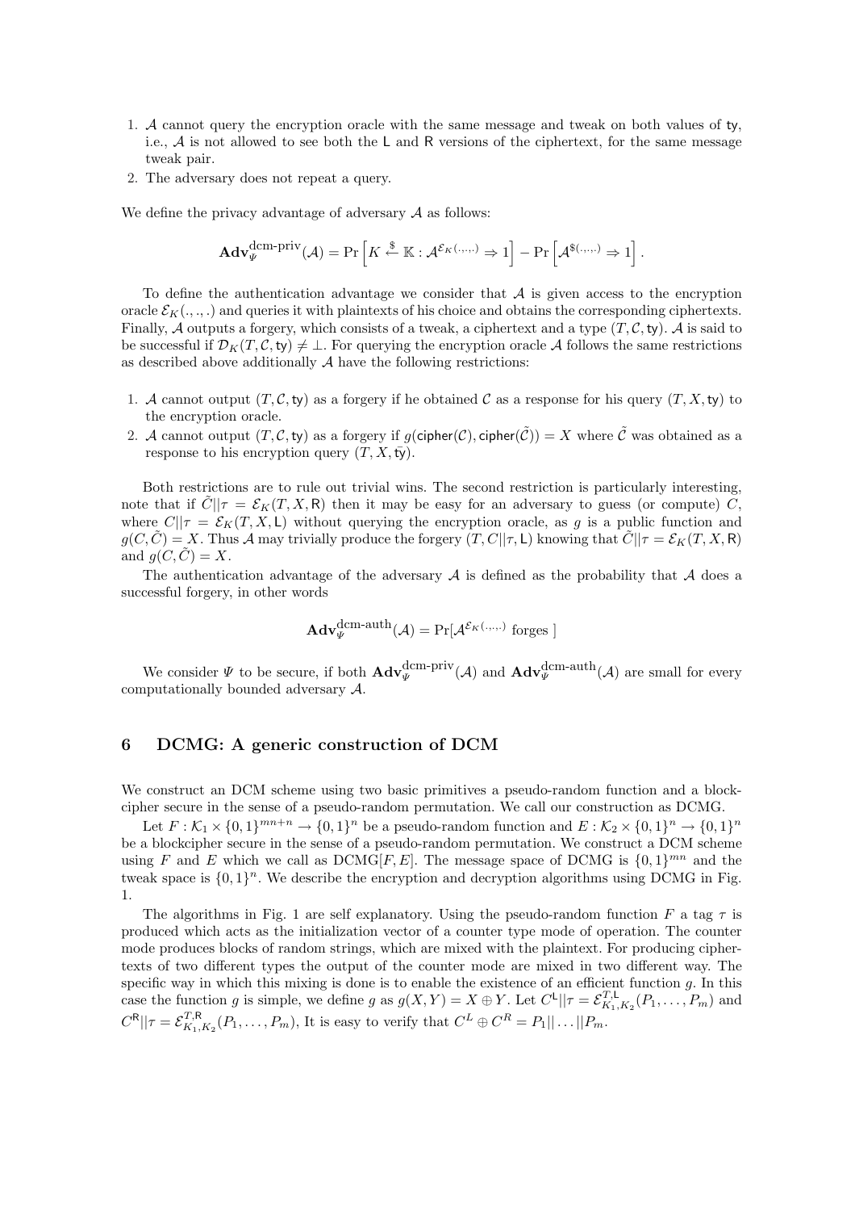1. $\mathcal{A}$ cannot query the encryption oracle with the same message and tweak on both values of $\mathsf{ty}$, i.e., $\mathcal{A}$ is not allowed to see both the $\mathsf{L}$ and $\mathsf{R}$ versions of the ciphertext, for the same message tweak pair.
2. The adversary does not repeat a query.

We define the privacy advantage of adversary $\mathcal{A}$ as follows:

$$\mathbf{Adv}_{\Psi}^{\text{dcm-priv}}(\mathcal{A}) = \Pr\left[K \xleftarrow{\$} \mathbb{K} : \mathcal{A}^{\mathcal{E}_K(.,.,.)} \Rightarrow 1\right] - \Pr\left[\mathcal{A}^{\$(.,.,.)} \Rightarrow 1\right].$$

To define the authentication advantage we consider that $\mathcal{A}$ is given access to the encryption oracle $\mathcal{E}_K(.,.,.)$ and queries it with plaintexts of his choice and obtains the corresponding ciphertexts. Finally, $\mathcal{A}$ outputs a forgery, which consists of a tweak, a ciphertext and a type $(T, \mathcal{C}, \mathsf{ty})$. $\mathcal{A}$ is said to be successful if $\mathcal{D}_K(T, \mathcal{C}, \mathsf{ty}) \neq \perp$. For querying the encryption oracle $\mathcal{A}$ follows the same restrictions as described above additionally $\mathcal{A}$ have the following restrictions:

1. $\mathcal{A}$ cannot output $(T, \mathcal{C}, \mathsf{ty})$ as a forgery if he obtained $\mathcal{C}$ as a response for his query $(T, X, \mathsf{ty})$ to the encryption oracle.
2. $\mathcal{A}$ cannot output $(T, \mathcal{C}, \mathsf{ty})$ as a forgery if $g(\mathsf{cipher}(\mathcal{C}), \mathsf{cipher}(\tilde{\mathcal{C}})) = X$ where $\tilde{\mathcal{C}}$ was obtained as a response to his encryption query $(T, X, \bar{\mathsf{ty}})$.

Both restrictions are to rule out trivial wins. The second restriction is particularly interesting, note that if $\tilde{C}||\tau = \mathcal{E}_K(T, X, \mathsf{R})$ then it may be easy for an adversary to guess (or compute) $C$, where $C||\tau = \mathcal{E}_K(T, X, \mathsf{L})$ without querying the encryption oracle, as $g$ is a public function and $g(C, \tilde{C}) = X$. Thus $\mathcal{A}$ may trivially produce the forgery $(T, C||\tau, \mathsf{L})$ knowing that $\tilde{C}||\tau = \mathcal{E}_K(T, X, \mathsf{R})$ and $g(C, \tilde{C}) = X$.

The authentication advantage of the adversary $\mathcal{A}$ is defined as the probability that $\mathcal{A}$ does a successful forgery, in other words

$$\mathbf{Adv}_{\Psi}^{\text{dcm-auth}}(\mathcal{A}) = \Pr[\mathcal{A}^{\mathcal{E}_K(.,.,.)} \text{ forges }]$$

We consider $\Psi$ to be secure, if both $\mathbf{Adv}_{\Psi}^{\text{dcm-priv}}(\mathcal{A})$ and $\mathbf{Adv}_{\Psi}^{\text{dcm-auth}}(\mathcal{A})$ are small for every computationally bounded adversary $\mathcal{A}$.

## 6 DCMG: A generic construction of DCM

We construct an DCM scheme using two basic primitives a pseudo-random function and a block-cipher secure in the sense of a pseudo-random permutation. We call our construction as DCMG.

Let $F : \mathcal{K}_1 \times \{0,1\}^{mn+n} \rightarrow \{0,1\}^n$ be a pseudo-random function and $E : \mathcal{K}_2 \times \{0,1\}^n \rightarrow \{0,1\}^n$ be a blockcipher secure in the sense of a pseudo-random permutation. We construct a DCM scheme using $F$ and $E$ which we call as DCMG$[F, E]$. The message space of DCMG is $\{0,1\}^{mn}$ and the tweak space is $\{0,1\}^n$. We describe the encryption and decryption algorithms using DCMG in Fig. 1.

The algorithms in Fig. 1 are self explanatory. Using the pseudo-random function $F$ a tag $\tau$ is produced which acts as the initialization vector of a counter type mode of operation. The counter mode produces blocks of random strings, which are mixed with the plaintext. For producing ciphertexts of two different types the output of the counter mode are mixed in two different way. The specific way in which this mixing is done is to enable the existence of an efficient function $g$. In this case the function $g$ is simple, we define $g$ as $g(X, Y) = X \oplus Y$. Let $C^{\mathsf{L}}||\tau = \mathcal{E}_{K_1,K_2}^{T,\mathsf{L}}(P_1, \ldots, P_m)$ and $C^{\mathsf{R}}||\tau = \mathcal{E}_{K_1,K_2}^{T,\mathsf{R}}(P_1, \ldots, P_m)$, It is easy to verify that $C^L \oplus C^R = P_1|| \ldots ||P_m$.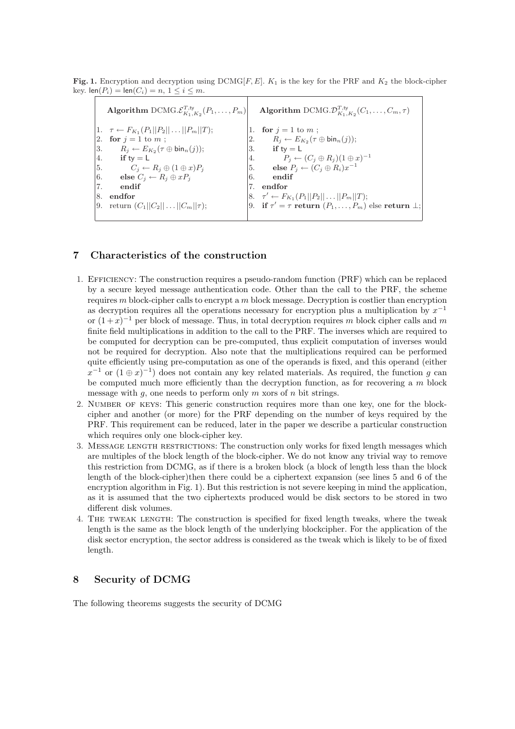**Fig. 1.** Encryption and decryption using DCMG$[F, E]$. $K_1$ is the key for the PRF and $K_2$ the block-cipher key. $\mathsf{len}(P_i) = \mathsf{len}(C_i) = n$, $1 \leq i \leq m$.

| **Algorithm** DCMG.$\mathcal{E}^{T,\mathsf{ty}}_{K_1,K_2}(P_1,\ldots,P_m)$ | **Algorithm** DCMG.$\mathcal{D}^{T,\mathsf{ty}}_{K_1,K_2}(C_1,\ldots,C_m,\tau)$ |
|---|---|
| 1. $\tau \leftarrow F_{K_1}(P_1\|\|P_2\|\|\ldots\|\|P_m\|\|T)$; | 1. **for** $j = 1$ to $m$ ; |
| 2. **for** $j = 1$ to $m$ ; | 2. $R_j \leftarrow E_{K_2}(\tau \oplus \mathsf{bin}_n(j))$; |
| 3. $R_j \leftarrow E_{K_2}(\tau \oplus \mathsf{bin}_n(j))$; | 3. **if** $\mathsf{ty} = \mathsf{L}$ |
| 4. **if** $\mathsf{ty} = \mathsf{L}$ | 4. $P_j \leftarrow (C_j \oplus R_j)(1 \oplus x)^{-1}$ |
| 5. $C_j \leftarrow R_j \oplus (1 \oplus x)P_j$ | 5. **else** $P_j \leftarrow (C_j \oplus R_i)x^{-1}$ |
| 6. **else** $C_j \leftarrow R_j \oplus xP_j$ | 6. **endif** |
| 7. **endif** | 7. **endfor** |
| 8. **endfor** | 8. $\tau' \leftarrow F_{K_1}(P_1\|\|P_2\|\|\ldots\|\|P_m\|\|T)$; |
| 9. return $(C_1\|\|C_2\|\|\ldots\|\|C_m\|\|\tau)$; | 9. **if** $\tau' = \tau$ **return** $(P_1,\ldots,P_m)$ else **return** $\perp$; |

## 7 Characteristics of the construction

1. EFFICIENCY: The construction requires a pseudo-random function (PRF) which can be replaced by a secure keyed message authentication code. Other than the call to the PRF, the scheme requires $m$ block-cipher calls to encrypt a $m$ block message. Decryption is costlier than encryption as decryption requires all the operations necessary for encryption plus a multiplication by $x^{-1}$ or $(1+x)^{-1}$ per block of message. Thus, in total decryption requires $m$ block cipher calls and $m$ finite field multiplications in addition to the call to the PRF. The inverses which are required to be computed for decryption can be pre-computed, thus explicit computation of inverses would not be required for decryption. Also note that the multiplications required can be performed quite efficiently using pre-computation as one of the operands is fixed, and this operand (either $x^{-1}$ or $(1 \oplus x)^{-1}$) does not contain any key related materials. As required, the function $g$ can be computed much more efficiently than the decryption function, as for recovering a $m$ block message with $g$, one needs to perform only $m$ xors of $n$ bit strings.
2. NUMBER OF KEYS: This generic construction requires more than one key, one for the block-cipher and another (or more) for the PRF depending on the number of keys required by the PRF. This requirement can be reduced, later in the paper we describe a particular construction which requires only one block-cipher key.
3. MESSAGE LENGTH RESTRICTIONS: The construction only works for fixed length messages which are multiples of the block length of the block-cipher. We do not know any trivial way to remove this restriction from DCMG, as if there is a broken block (a block of length less than the block length of the block-cipher)then there could be a ciphertext expansion (see lines 5 and 6 of the encryption algorithm in Fig. 1). But this restriction is not severe keeping in mind the application, as it is assumed that the two ciphertexts produced would be disk sectors to be stored in two different disk volumes.
4. THE TWEAK LENGTH: The construction is specified for fixed length tweaks, where the tweak length is the same as the block length of the underlying blockcipher. For the application of the disk sector encryption, the sector address is considered as the tweak which is likely to be of fixed length.

## 8 Security of DCMG

The following theorems suggests the security of DCMG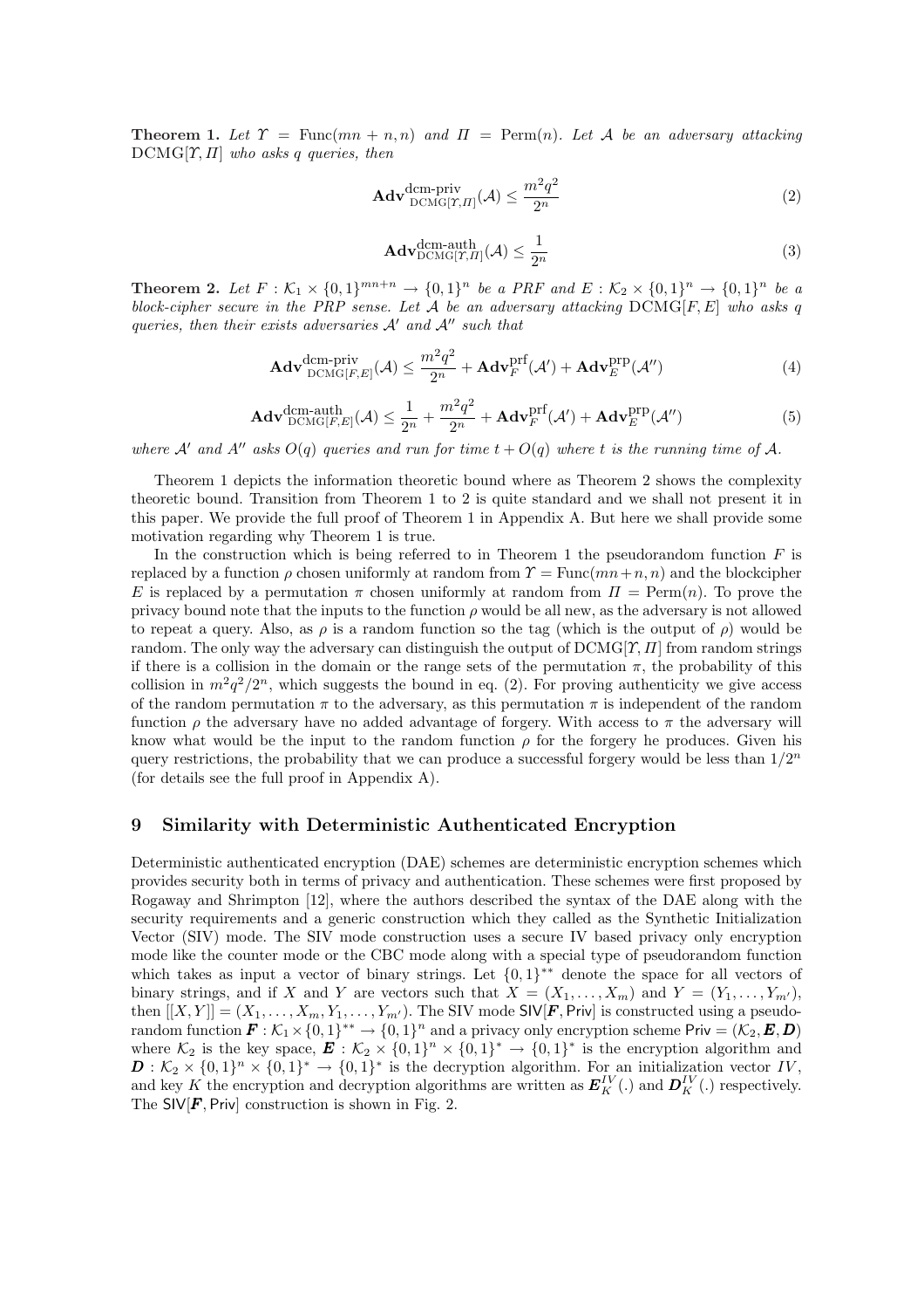**Theorem 1.** *Let $\Upsilon = \text{Func}(mn+n, n)$ and $\Pi = \text{Perm}(n)$. Let $\mathcal{A}$ be an adversary attacking $\text{DCMG}[\Upsilon, \Pi]$ who asks $q$ queries, then*

$$\mathbf{Adv}^{\text{dcm-priv}}_{\text{DCMG}[\Upsilon,\Pi]}(\mathcal{A}) \leq \frac{m^2 q^2}{2^n} \tag{2}$$

$$\mathbf{Adv}^{\text{dcm-auth}}_{\text{DCMG}[\Upsilon,\Pi]}(\mathcal{A}) \leq \frac{1}{2^n} \tag{3}$$

**Theorem 2.** *Let $F : \mathcal{K}_1 \times \{0,1\}^{mn+n} \to \{0,1\}^n$ be a PRF and $E : \mathcal{K}_2 \times \{0,1\}^n \to \{0,1\}^n$ be a block-cipher secure in the PRP sense. Let $\mathcal{A}$ be an adversary attacking $\text{DCMG}[F, E]$ who asks $q$ queries, then their exists adversaries $\mathcal{A}'$ and $\mathcal{A}''$ such that*

$$\mathbf{Adv}^{\text{dcm-priv}}_{\text{DCMG}[F,E]}(\mathcal{A}) \leq \frac{m^2 q^2}{2^n} + \mathbf{Adv}^{\text{prf}}_{F}(\mathcal{A}') + \mathbf{Adv}^{\text{prp}}_{E}(\mathcal{A}'') \tag{4}$$

$$\mathbf{Adv}^{\text{dcm-auth}}_{\text{DCMG}[F,E]}(\mathcal{A}) \leq \frac{1}{2^n} + \frac{m^2 q^2}{2^n} + \mathbf{Adv}^{\text{prf}}_{F}(\mathcal{A}') + \mathbf{Adv}^{\text{prp}}_{E}(\mathcal{A}'') \tag{5}$$

*where $\mathcal{A}'$ and $\mathcal{A}''$ asks $O(q)$ queries and run for time $t + O(q)$ where $t$ is the running time of $\mathcal{A}$.*

Theorem 1 depicts the information theoretic bound where as Theorem 2 shows the complexity theoretic bound. Transition from Theorem 1 to 2 is quite standard and we shall not present it in this paper. We provide the full proof of Theorem 1 in Appendix A. But here we shall provide some motivation regarding why Theorem 1 is true.

In the construction which is being referred to in Theorem 1 the pseudorandom function $F$ is replaced by a function $\rho$ chosen uniformly at random from $\Upsilon = \text{Func}(mn+n, n)$ and the blockcipher $E$ is replaced by a permutation $\pi$ chosen uniformly at random from $\Pi = \text{Perm}(n)$. To prove the privacy bound note that the inputs to the function $\rho$ would be all new, as the adversary is not allowed to repeat a query. Also, as $\rho$ is a random function so the tag (which is the output of $\rho$) would be random. The only way the adversary can distinguish the output of $\text{DCMG}[\Upsilon, \Pi]$ from random strings if there is a collision in the domain or the range sets of the permutation $\pi$, the probability of this collision in $m^2 q^2/2^n$, which suggests the bound in eq. (2). For proving authenticity we give access of the random permutation $\pi$ to the adversary, as this permutation $\pi$ is independent of the random function $\rho$ the adversary have no added advantage of forgery. With access to $\pi$ the adversary will know what would be the input to the random function $\rho$ for the forgery he produces. Given his query restrictions, the probability that we can produce a successful forgery would be less than $1/2^n$ (for details see the full proof in Appendix A).

## 9 Similarity with Deterministic Authenticated Encryption

Deterministic authenticated encryption (DAE) schemes are deterministic encryption schemes which provides security both in terms of privacy and authentication. These schemes were first proposed by Rogaway and Shrimpton [12], where the authors described the syntax of the DAE along with the security requirements and a generic construction which they called as the Synthetic Initialization Vector (SIV) mode. The SIV mode construction uses a secure IV based privacy only encryption mode like the counter mode or the CBC mode along with a special type of pseudorandom function which takes as input a vector of binary strings. Let $\{0,1\}^{**}$ denote the space for all vectors of binary strings, and if $X$ and $Y$ are vectors such that $X = (X_1, \ldots, X_m)$ and $Y = (Y_1, \ldots, Y_{m'})$, then $[[X, Y]] = (X_1, \ldots, X_m, Y_1, \ldots, Y_{m'})$. The SIV mode $\mathsf{SIV}[\boldsymbol{F}, \mathsf{Priv}]$ is constructed using a pseudorandom function $\boldsymbol{F} : \mathcal{K}_1 \times \{0,1\}^{**} \to \{0,1\}^n$ and a privacy only encryption scheme $\mathsf{Priv} = (\mathcal{K}_2, \boldsymbol{E}, \boldsymbol{D})$ where $\mathcal{K}_2$ is the key space, $\boldsymbol{E} : \mathcal{K}_2 \times \{0,1\}^n \times \{0,1\}^* \to \{0,1\}^*$ is the encryption algorithm and $\boldsymbol{D} : \mathcal{K}_2 \times \{0,1\}^n \times \{0,1\}^* \to \{0,1\}^*$ is the decryption algorithm. For an initialization vector $IV$, and key $K$ the encryption and decryption algorithms are written as $\boldsymbol{E}^{IV}_K(.)$ and $\boldsymbol{D}^{IV}_K(.)$ respectively. The $\mathsf{SIV}[\boldsymbol{F}, \mathsf{Priv}]$ construction is shown in Fig. 2.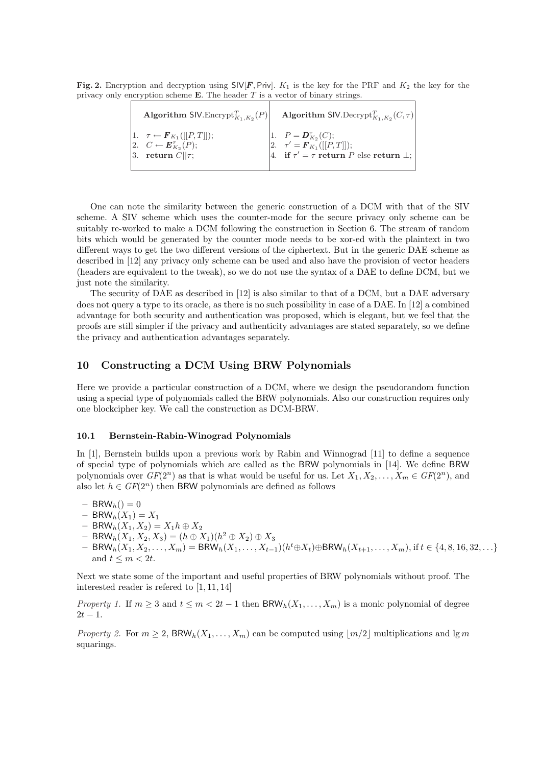**Fig. 2.** Encryption and decryption using $\mathsf{SIV}[\boldsymbol{F}, \mathsf{Priv}]$. $K_1$ is the key for the PRF and $K_2$ the key for the privacy only encryption scheme $\mathbf{E}$. The header $T$ is a vector of binary strings.

| **Algorithm** $\mathsf{SIV}.\text{Encrypt}^T_{K_1,K_2}(P)$ | **Algorithm** $\mathsf{SIV}.\text{Decrypt}^T_{K_1,K_2}(C,\tau)$ |
|---|---|
| 1. $\tau \leftarrow \boldsymbol{F}_{K_1}([[P,T]])$; | 1. $P = \boldsymbol{D}^{\tau}_{K_2}(C)$; |
| 2. $C \leftarrow \boldsymbol{E}^{\tau}_{K_2}(P)$; | 2. $\tau' = \boldsymbol{F}_{K_1}([[P,T]])$; |
| 3. **return** $C\|\tau$; | 4. **if** $\tau' = \tau$ **return** $P$ else **return** $\perp$; |

One can note the similarity between the generic construction of a DCM with that of the SIV scheme. A SIV scheme which uses the counter-mode for the secure privacy only scheme can be suitably re-worked to make a DCM following the construction in Section 6. The stream of random bits which would be generated by the counter mode needs to be xor-ed with the plaintext in two different ways to get the two different versions of the ciphertext. But in the generic DAE scheme as described in [12] any privacy only scheme can be used and also have the provision of vector headers (headers are equivalent to the tweak), so we do not use the syntax of a DAE to define DCM, but we just note the similarity.

The security of DAE as described in [12] is also similar to that of a DCM, but a DAE adversary does not query a type to its oracle, as there is no such possibility in case of a DAE. In [12] a combined advantage for both security and authentication was proposed, which is elegant, but we feel that the proofs are still simpler if the privacy and authenticity advantages are stated separately, so we define the privacy and authentication advantages separately.

## 10 Constructing a DCM Using BRW Polynomials

Here we provide a particular construction of a DCM, where we design the pseudorandom function using a special type of polynomials called the BRW polynomials. Also our construction requires only one blockcipher key. We call the construction as DCM-BRW.

### 10.1 Bernstein-Rabin-Winograd Polynomials

In [1], Bernstein builds upon a previous work by Rabin and Winnograd [11] to define a sequence of special type of polynomials which are called as the BRW polynomials in [14]. We define BRW polynomials over $GF(2^n)$ as that is what would be useful for us. Let $X_1, X_2, \ldots, X_m \in GF(2^n)$, and also let $h \in GF(2^n)$ then BRW polynomials are defined as follows

- $\mathsf{BRW}_h() = 0$
- $\mathsf{BRW}_h(X_1) = X_1$
- $\mathsf{BRW}_h(X_1, X_2) = X_1 h \oplus X_2$
- $\mathsf{BRW}_h(X_1, X_2, X_3) = (h \oplus X_1)(h^2 \oplus X_2) \oplus X_3$
- $\mathsf{BRW}_h(X_1, X_2, \ldots, X_m) = \mathsf{BRW}_h(X_1, \ldots, X_{t-1})(h^t \oplus X_t) \oplus \mathsf{BRW}_h(X_{t+1}, \ldots, X_m)$, if $t \in \{4, 8, 16, 32, \ldots\}$ and $t \leq m < 2t$.

Next we state some of the important and useful properties of BRW polynomials without proof. The interested reader is refered to [1, 11, 14]

*Property 1.* If $m \geq 3$ and $t \leq m < 2t-1$ then $\mathsf{BRW}_h(X_1, \ldots, X_m)$ is a monic polynomial of degree $2t-1$.

*Property 2.* For $m \geq 2$, $\mathsf{BRW}_h(X_1, \ldots, X_m)$ can be computed using $\lfloor m/2 \rfloor$ multiplications and $\lg m$ squarings.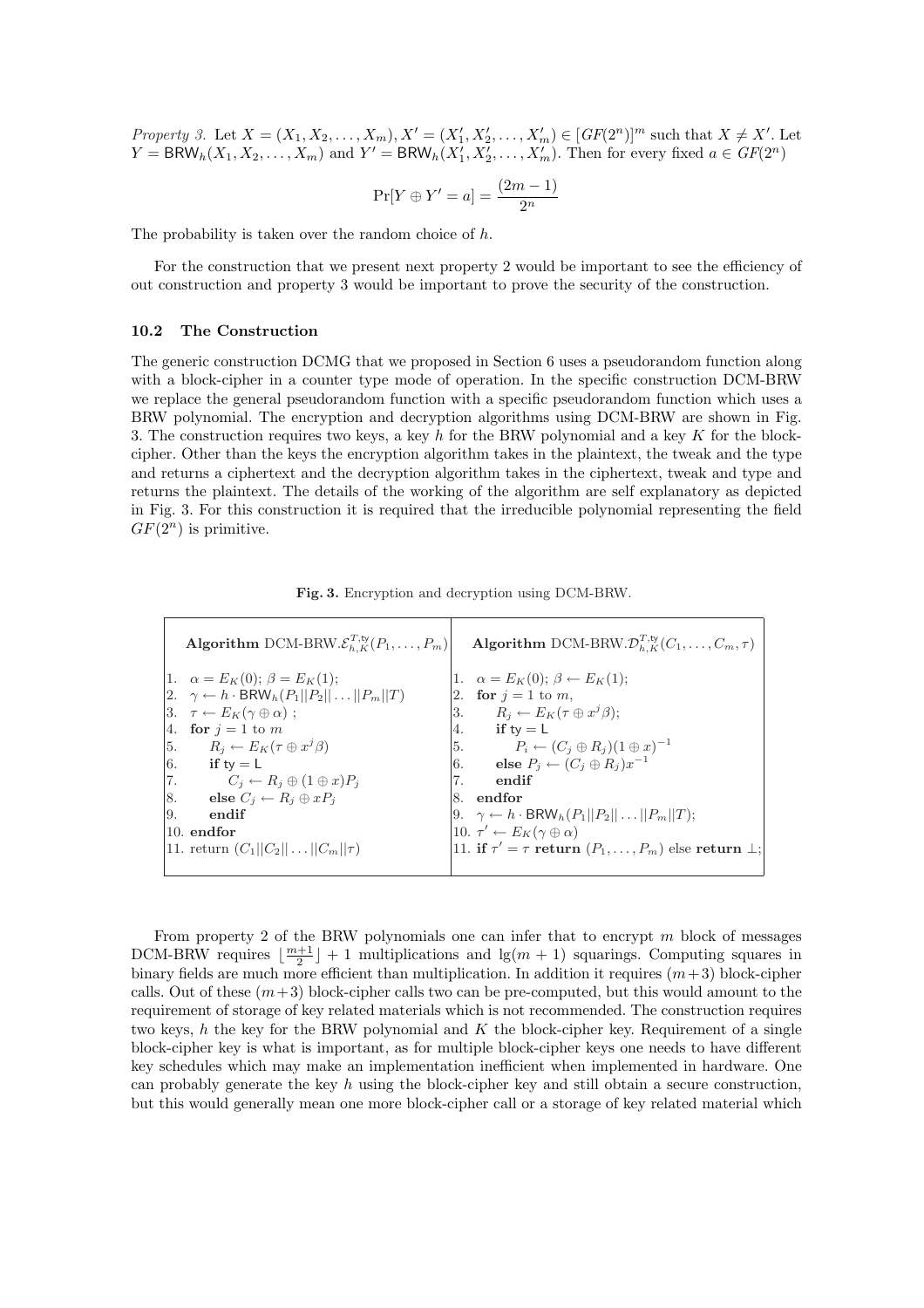*Property 3.* Let $X = (X_1, X_2, \ldots, X_m), X' = (X'_1, X'_2, \ldots, X'_m) \in [GF(2^n)]^m$ such that $X \neq X'$. Let $Y = \mathsf{BRW}_h(X_1, X_2, \ldots, X_m)$ and $Y' = \mathsf{BRW}_h(X'_1, X'_2, \ldots, X'_m)$. Then for every fixed $a \in GF(2^n)$

$$\Pr[Y \oplus Y' = a] = \frac{(2m-1)}{2^n}$$

The probability is taken over the random choice of $h$.

For the construction that we present next property 2 would be important to see the efficiency of out construction and property 3 would be important to prove the security of the construction.

### 10.2 The Construction

The generic construction DCMG that we proposed in Section 6 uses a pseudorandom function along with a block-cipher in a counter type mode of operation. In the specific construction DCM-BRW we replace the general pseudorandom function with a specific pseudorandom function which uses a BRW polynomial. The encryption and decryption algorithms using DCM-BRW are shown in Fig. 3. The construction requires two keys, a key $h$ for the BRW polynomial and a key $K$ for the block-cipher. Other than the keys the encryption algorithm takes in the plaintext, the tweak and the type and returns a ciphertext and the decryption algorithm takes in the ciphertext, tweak and type and returns the plaintext. The details of the working of the algorithm are self explanatory as depicted in Fig. 3. For this construction it is required that the irreducible polynomial representing the field $GF(2^n)$ is primitive.

**Fig. 3.** Encryption and decryption using DCM-BRW.

| **Algorithm** DCM-BRW.$\mathcal{E}_{h,K}^{T,\mathsf{ty}}(P_1, \ldots, P_m)$ | **Algorithm** DCM-BRW.$\mathcal{D}_{h,K}^{T,\mathsf{ty}}(C_1, \ldots, C_m, \tau)$ |
|---|---|
| 1. $\alpha = E_K(0); \beta = E_K(1);$ | 1. $\alpha = E_K(0); \beta \leftarrow E_K(1);$ |
| 2. $\gamma \leftarrow h \cdot \mathsf{BRW}_h(P_1 \vert\vert P_2 \vert\vert \ldots \vert\vert P_m \vert\vert T)$ | 2. **for** $j = 1$ to $m$, |
| 3. $\tau \leftarrow E_K(\gamma \oplus \alpha)$ ; | 3. $R_j \leftarrow E_K(\tau \oplus x^j \beta);$ |
| 4. **for** $j = 1$ to $m$ | 4. **if** $\mathsf{ty} = \mathsf{L}$ |
| 5. $R_j \leftarrow E_K(\tau \oplus x^j \beta)$ | 5. $P_i \leftarrow (C_j \oplus R_j)(1 \oplus x)^{-1}$ |
| 6. **if** $\mathsf{ty} = \mathsf{L}$ | 6. **else** $P_j \leftarrow (C_j \oplus R_j)x^{-1}$ |
| 7. $C_j \leftarrow R_j \oplus (1 \oplus x)P_j$ | 7. **endif** |
| 8. **else** $C_j \leftarrow R_j \oplus xP_j$ | 8. **endfor** |
| 9. **endif** | 9. $\gamma \leftarrow h \cdot \mathsf{BRW}_h(P_1 \vert\vert P_2 \vert\vert \ldots \vert\vert P_m \vert\vert T);$ |
| 10. **endfor** | 10. $\tau' \leftarrow E_K(\gamma \oplus \alpha)$ |
| 11. return $(C_1 \vert\vert C_2 \vert\vert \ldots \vert\vert C_m \vert\vert \tau)$ | 11. **if** $\tau' = \tau$ **return** $(P_1, \ldots, P_m)$ else **return** $\perp$; |

From property 2 of the BRW polynomials one can infer that to encrypt $m$ block of messages DCM-BRW requires $\lfloor \frac{m+1}{2} \rfloor + 1$ multiplications and $\lg(m+1)$ squarings. Computing squares in binary fields are much more efficient than multiplication. In addition it requires $(m+3)$ block-cipher calls. Out of these $(m+3)$ block-cipher calls two can be pre-computed, but this would amount to the requirement of storage of key related materials which is not recommended. The construction requires two keys, $h$ the key for the BRW polynomial and $K$ the block-cipher key. Requirement of a single block-cipher key is what is important, as for multiple block-cipher keys one needs to have different key schedules which may make an implementation inefficient when implemented in hardware. One can probably generate the key $h$ using the block-cipher key and still obtain a secure construction, but this would generally mean one more block-cipher call or a storage of key related material which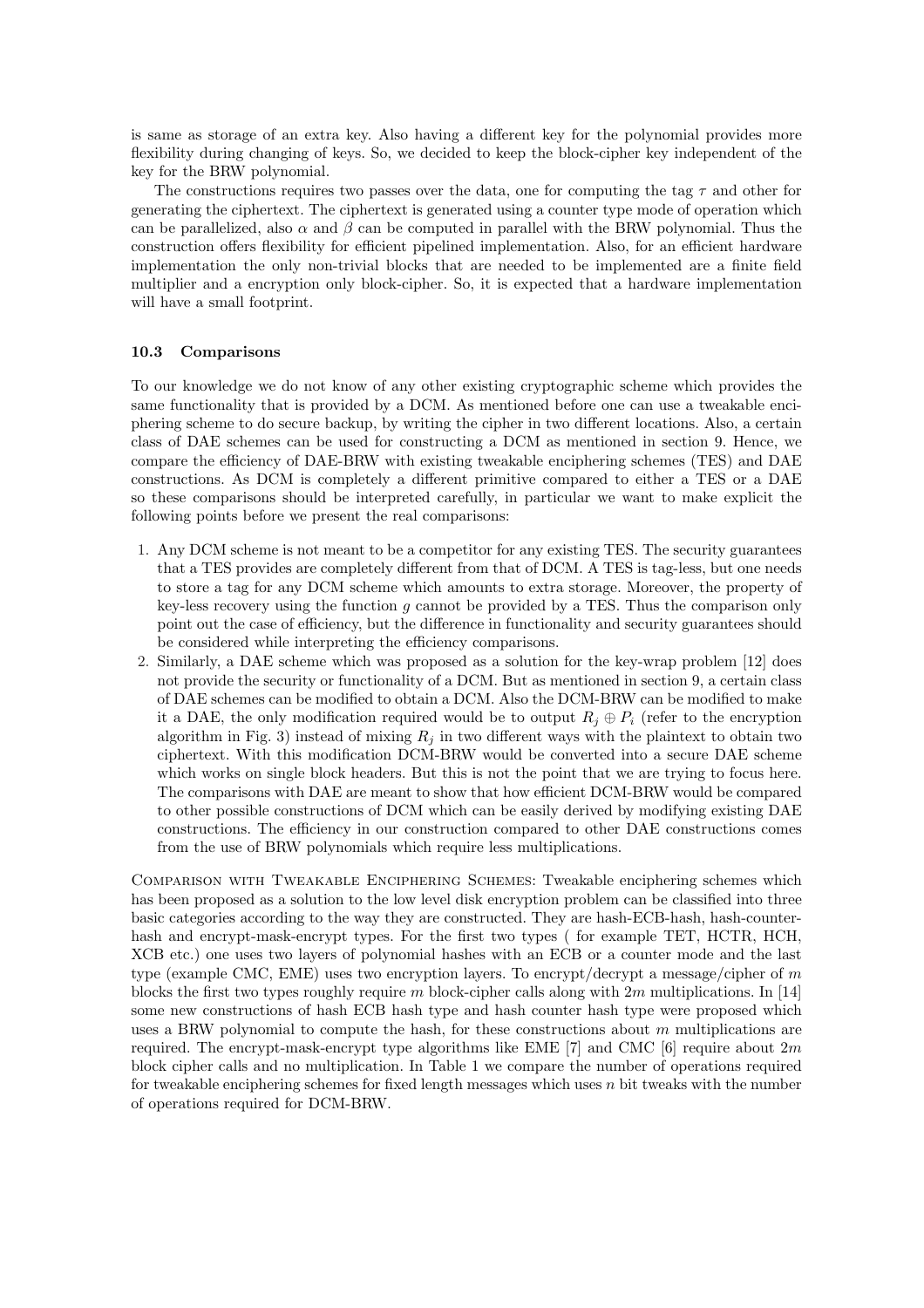is same as storage of an extra key. Also having a different key for the polynomial provides more flexibility during changing of keys. So, we decided to keep the block-cipher key independent of the key for the BRW polynomial.

The constructions requires two passes over the data, one for computing the tag $\tau$ and other for generating the ciphertext. The ciphertext is generated using a counter type mode of operation which can be parallelized, also $\alpha$ and $\beta$ can be computed in parallel with the BRW polynomial. Thus the construction offers flexibility for efficient pipelined implementation. Also, for an efficient hardware implementation the only non-trivial blocks that are needed to be implemented are a finite field multiplier and a encryption only block-cipher. So, it is expected that a hardware implementation will have a small footprint.

### 10.3 Comparisons

To our knowledge we do not know of any other existing cryptographic scheme which provides the same functionality that is provided by a DCM. As mentioned before one can use a tweakable enciphering scheme to do secure backup, by writing the cipher in two different locations. Also, a certain class of DAE schemes can be used for constructing a DCM as mentioned in section 9. Hence, we compare the efficiency of DAE-BRW with existing tweakable enciphering schemes (TES) and DAE constructions. As DCM is completely a different primitive compared to either a TES or a DAE so these comparisons should be interpreted carefully, in particular we want to make explicit the following points before we present the real comparisons:

1. Any DCM scheme is not meant to be a competitor for any existing TES. The security guarantees that a TES provides are completely different from that of DCM. A TES is tag-less, but one needs to store a tag for any DCM scheme which amounts to extra storage. Moreover, the property of key-less recovery using the function $g$ cannot be provided by a TES. Thus the comparison only point out the case of efficiency, but the difference in functionality and security guarantees should be considered while interpreting the efficiency comparisons.
2. Similarly, a DAE scheme which was proposed as a solution for the key-wrap problem [12] does not provide the security or functionality of a DCM. But as mentioned in section 9, a certain class of DAE schemes can be modified to obtain a DCM. Also the DCM-BRW can be modified to make it a DAE, the only modification required would be to output $R_j \oplus P_i$ (refer to the encryption algorithm in Fig. 3) instead of mixing $R_j$ in two different ways with the plaintext to obtain two ciphertext. With this modification DCM-BRW would be converted into a secure DAE scheme which works on single block headers. But this is not the point that we are trying to focus here. The comparisons with DAE are meant to show that how efficient DCM-BRW would be compared to other possible constructions of DCM which can be easily derived by modifying existing DAE constructions. The efficiency in our construction compared to other DAE constructions comes from the use of BRW polynomials which require less multiplications.

Comparison with Tweakable Enciphering Schemes: Tweakable enciphering schemes which has been proposed as a solution to the low level disk encryption problem can be classified into three basic categories according to the way they are constructed. They are hash-ECB-hash, hash-counter-hash and encrypt-mask-encrypt types. For the first two types ( for example TET, HCTR, HCH, XCB etc.) one uses two layers of polynomial hashes with an ECB or a counter mode and the last type (example CMC, EME) uses two encryption layers. To encrypt/decrypt a message/cipher of $m$ blocks the first two types roughly require $m$ block-cipher calls along with $2m$ multiplications. In [14] some new constructions of hash ECB hash type and hash counter hash type were proposed which uses a BRW polynomial to compute the hash, for these constructions about $m$ multiplications are required. The encrypt-mask-encrypt type algorithms like EME [7] and CMC [6] require about $2m$ block cipher calls and no multiplication. In Table 1 we compare the number of operations required for tweakable enciphering schemes for fixed length messages which uses $n$ bit tweaks with the number of operations required for DCM-BRW.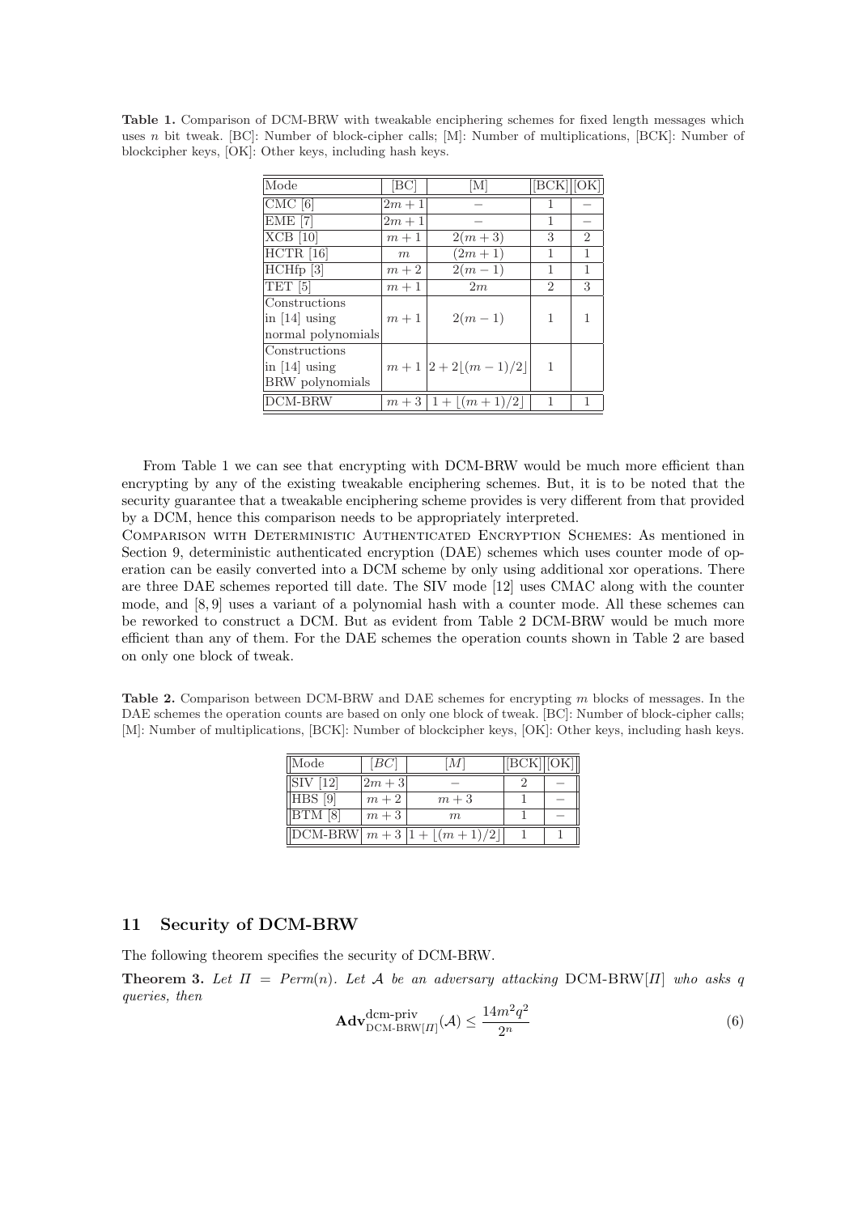**Table 1.** Comparison of DCM-BRW with tweakable enciphering schemes for fixed length messages which uses $n$ bit tweak. [BC]: Number of block-cipher calls; [M]: Number of multiplications, [BCK]: Number of blockcipher keys, [OK]: Other keys, including hash keys.

| Mode | [BC] | [M] | [BCK] | [OK] |
|---|---|---|---|---|
| CMC [6] | $2m+1$ | $-$ | 1 | $-$ |
| EME [7] | $2m+1$ | $-$ | 1 | $-$ |
| XCB [10] | $m+1$ | $2(m+3)$ | 3 | 2 |
| HCTR [16] | $m$ | $(2m+1)$ | 1 | 1 |
| HCHfp [3] | $m+2$ | $2(m-1)$ | 1 | 1 |
| TET [5] | $m+1$ | $2m$ | 2 | 3 |
| Constructions in [14] using normal polynomials | $m+1$ | $2(m-1)$ | 1 | 1 |
| Constructions in [14] using BRW polynomials | $m+1$ | $2+2\lfloor(m-1)/2\rfloor$ | 1 | |
| DCM-BRW | $m+3$ | $1+\lfloor(m+1)/2\rfloor$ | 1 | 1 |

From Table 1 we can see that encrypting with DCM-BRW would be much more efficient than encrypting by any of the existing tweakable enciphering schemes. But, it is to be noted that the security guarantee that a tweakable enciphering scheme provides is very different from that provided by a DCM, hence this comparison needs to be appropriately interpreted.

Comparison with Deterministic Authenticated Encryption Schemes: As mentioned in Section 9, deterministic authenticated encryption (DAE) schemes which uses counter mode of operation can be easily converted into a DCM scheme by only using additional xor operations. There are three DAE schemes reported till date. The SIV mode [12] uses CMAC along with the counter mode, and [8, 9] uses a variant of a polynomial hash with a counter mode. All these schemes can be reworked to construct a DCM. But as evident from Table 2 DCM-BRW would be much more efficient than any of them. For the DAE schemes the operation counts shown in Table 2 are based on only one block of tweak.

**Table 2.** Comparison between DCM-BRW and DAE schemes for encrypting $m$ blocks of messages. In the DAE schemes the operation counts are based on only one block of tweak. [BC]: Number of block-cipher calls; [M]: Number of multiplications, [BCK]: Number of blockcipher keys, [OK]: Other keys, including hash keys.

| Mode | $[BC]$ | $[M]$ | [BCK] | [OK] |
|---|---|---|---|---|
| SIV [12] | $2m+3$ | $-$ | 2 | $-$ |
| HBS [9] | $m+2$ | $m+3$ | 1 | $-$ |
| BTM [8] | $m+3$ | $m$ | 1 | $-$ |
| DCM-BRW | $m+3$ | $1+\lfloor(m+1)/2\rfloor$ | 1 | 1 |

## 11 Security of DCM-BRW

The following theorem specifies the security of DCM-BRW.

**Theorem 3.** *Let $\Pi = Perm(n)$. Let $\mathcal{A}$ be an adversary attacking* DCM-BRW$[\Pi]$ *who asks $q$ queries, then*

$$\mathbf{Adv}^{\text{dcm-priv}}_{\text{DCM-BRW}[\Pi]}(\mathcal{A}) \leq \frac{14m^2q^2}{2^n} \tag{6}$$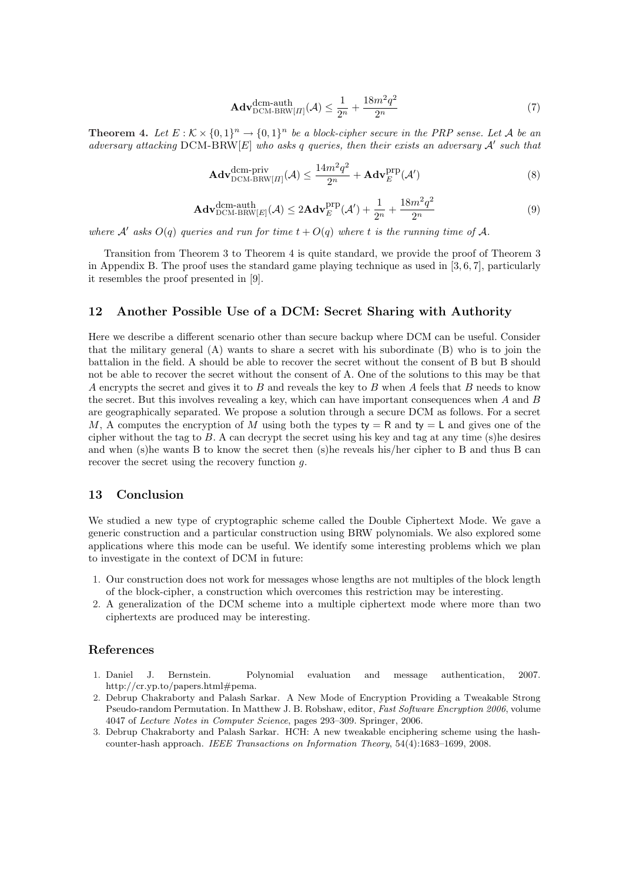$$\mathbf{Adv}^{\text{dcm-auth}}_{\text{DCM-BRW}[\Pi]}(\mathcal{A}) \leq \frac{1}{2^n} + \frac{18m^2q^2}{2^n} \tag{7}$$

**Theorem 4.** *Let $E : \mathcal{K} \times \{0,1\}^n \to \{0,1\}^n$ be a block-cipher secure in the PRP sense. Let $\mathcal{A}$ be an adversary attacking $\text{DCM-BRW}[E]$ who asks $q$ queries, then their exists an adversary $\mathcal{A}'$ such that*

$$\mathbf{Adv}^{\text{dcm-priv}}_{\text{DCM-BRW}[\Pi]}(\mathcal{A}) \leq \frac{14m^2q^2}{2^n} + \mathbf{Adv}^{\text{prp}}_{E}(\mathcal{A}') \tag{8}$$

$$\mathbf{Adv}^{\text{dcm-auth}}_{\text{DCM-BRW}[E]}(\mathcal{A}) \leq 2\mathbf{Adv}^{\text{prp}}_{E}(\mathcal{A}') + \frac{1}{2^n} + \frac{18m^2q^2}{2^n} \tag{9}$$

*where $\mathcal{A}'$ asks $O(q)$ queries and run for time $t + O(q)$ where $t$ is the running time of $\mathcal{A}$.*

Transition from Theorem 3 to Theorem 4 is quite standard, we provide the proof of Theorem 3 in Appendix B. The proof uses the standard game playing technique as used in [3, 6, 7], particularly it resembles the proof presented in [9].

## 12 Another Possible Use of a DCM: Secret Sharing with Authority

Here we describe a different scenario other than secure backup where DCM can be useful. Consider that the military general (A) wants to share a secret with his subordinate (B) who is to join the battalion in the field. A should be able to recover the secret without the consent of B but B should not be able to recover the secret without the consent of A. One of the solutions to this may be that $A$ encrypts the secret and gives it to $B$ and reveals the key to $B$ when $A$ feels that $B$ needs to know the secret. But this involves revealing a key, which can have important consequences when $A$ and $B$ are geographically separated. We propose a solution through a secure DCM as follows. For a secret $M$, A computes the encryption of $M$ using both the types $\mathsf{ty} = \mathsf{R}$ and $\mathsf{ty} = \mathsf{L}$ and gives one of the cipher without the tag to $B$. A can decrypt the secret using his key and tag at any time (s)he desires and when (s)he wants B to know the secret then (s)he reveals his/her cipher to B and thus B can recover the secret using the recovery function $g$.

## 13 Conclusion

We studied a new type of cryptographic scheme called the Double Ciphertext Mode. We gave a generic construction and a particular construction using BRW polynomials. We also explored some applications where this mode can be useful. We identify some interesting problems which we plan to investigate in the context of DCM in future:

1. Our construction does not work for messages whose lengths are not multiples of the block length of the block-cipher, a construction which overcomes this restriction may be interesting.
2. A generalization of the DCM scheme into a multiple ciphertext mode where more than two ciphertexts are produced may be interesting.

## References

1. Daniel J. Bernstein. Polynomial evaluation and message authentication, 2007. http://cr.yp.to/papers.html#pema.
2. Debrup Chakraborty and Palash Sarkar. A New Mode of Encryption Providing a Tweakable Strong Pseudo-random Permutation. In Matthew J. B. Robshaw, editor, *Fast Software Encryption 2006*, volume 4047 of *Lecture Notes in Computer Science*, pages 293–309. Springer, 2006.
3. Debrup Chakraborty and Palash Sarkar. HCH: A new tweakable enciphering scheme using the hash-counter-hash approach. *IEEE Transactions on Information Theory*, 54(4):1683–1699, 2008.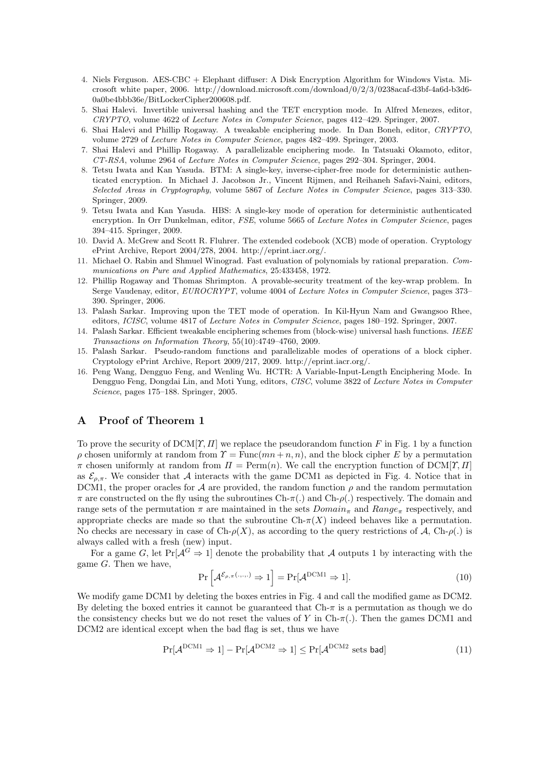4. Niels Ferguson. AES-CBC + Elephant diffuser: A Disk Encryption Algorithm for Windows Vista. Microsoft white paper, 2006. http://download.microsoft.com/download/0/2/3/0238acaf-d3bf-4a6d-b3d6-0a0be4bbb36e/BitLockerCipher200608.pdf.
5. Shai Halevi. Invertible universal hashing and the TET encryption mode. In Alfred Menezes, editor, *CRYPTO*, volume 4622 of *Lecture Notes in Computer Science*, pages 412–429. Springer, 2007.
6. Shai Halevi and Phillip Rogaway. A tweakable enciphering mode. In Dan Boneh, editor, *CRYPTO*, volume 2729 of *Lecture Notes in Computer Science*, pages 482–499. Springer, 2003.
7. Shai Halevi and Phillip Rogaway. A parallelizable enciphering mode. In Tatsuaki Okamoto, editor, *CT-RSA*, volume 2964 of *Lecture Notes in Computer Science*, pages 292–304. Springer, 2004.
8. Tetsu Iwata and Kan Yasuda. BTM: A single-key, inverse-cipher-free mode for deterministic authenticated encryption. In Michael J. Jacobson Jr., Vincent Rijmen, and Reihaneh Safavi-Naini, editors, *Selected Areas in Cryptography*, volume 5867 of *Lecture Notes in Computer Science*, pages 313–330. Springer, 2009.
9. Tetsu Iwata and Kan Yasuda. HBS: A single-key mode of operation for deterministic authenticated encryption. In Orr Dunkelman, editor, *FSE*, volume 5665 of *Lecture Notes in Computer Science*, pages 394–415. Springer, 2009.
10. David A. McGrew and Scott R. Fluhrer. The extended codebook (XCB) mode of operation. Cryptology ePrint Archive, Report 2004/278, 2004. http://eprint.iacr.org/.
11. Michael O. Rabin and Shmuel Winograd. Fast evaluation of polynomials by rational preparation. *Communications on Pure and Applied Mathematics*, 25:433458, 1972.
12. Phillip Rogaway and Thomas Shrimpton. A provable-security treatment of the key-wrap problem. In Serge Vaudenay, editor, *EUROCRYPT*, volume 4004 of *Lecture Notes in Computer Science*, pages 373–390. Springer, 2006.
13. Palash Sarkar. Improving upon the TET mode of operation. In Kil-Hyun Nam and Gwangsoo Rhee, editors, *ICISC*, volume 4817 of *Lecture Notes in Computer Science*, pages 180–192. Springer, 2007.
14. Palash Sarkar. Efficient tweakable enciphering schemes from (block-wise) universal hash functions. *IEEE Transactions on Information Theory*, 55(10):4749–4760, 2009.
15. Palash Sarkar. Pseudo-random functions and parallelizable modes of operations of a block cipher. Cryptology ePrint Archive, Report 2009/217, 2009. http://eprint.iacr.org/.
16. Peng Wang, Dengguo Feng, and Wenling Wu. HCTR: A Variable-Input-Length Enciphering Mode. In Dengguo Feng, Dongdai Lin, and Moti Yung, editors, *CISC*, volume 3822 of *Lecture Notes in Computer Science*, pages 175–188. Springer, 2005.

## A Proof of Theorem 1

To prove the security of DCM[$\Upsilon, \Pi$] we replace the pseudorandom function $F$ in Fig. 1 by a function $\rho$ chosen uniformly at random from $\Upsilon = \mathrm{Func}(mn + n, n)$, and the block cipher $E$ by a permutation $\pi$ chosen uniformly at random from $\Pi = \mathrm{Perm}(n)$. We call the encryption function of DCM[$\Upsilon, \Pi$] as $\mathcal{E}_{\rho,\pi}$. We consider that $\mathcal{A}$ interacts with the game DCM1 as depicted in Fig. 4. Notice that in DCM1, the proper oracles for $\mathcal{A}$ are provided, the random function $\rho$ and the random permutation $\pi$ are constructed on the fly using the subroutines Ch-$\pi$(.) and Ch-$\rho$(.) respectively. The domain and range sets of the permutation $\pi$ are maintained in the sets $Domain_\pi$ and $Range_\pi$ respectively, and appropriate checks are made so that the subroutine Ch-$\pi(X)$ indeed behaves like a permutation. No checks are necessary in case of Ch-$\rho(X)$, as according to the query restrictions of $\mathcal{A}$, Ch-$\rho$(.) is always called with a fresh (new) input.

For a game $G$, let $\Pr[\mathcal{A}^G \Rightarrow 1]$ denote the probability that $\mathcal{A}$ outputs 1 by interacting with the game $G$. Then we have,

$$\Pr\left[\mathcal{A}^{\mathcal{E}_{\rho,\pi}(.,.,.)} \Rightarrow 1\right] = \Pr[\mathcal{A}^{\mathrm{DCM1}} \Rightarrow 1]. \tag{10}$$

We modify game DCM1 by deleting the boxes entries in Fig. 4 and call the modified game as DCM2. By deleting the boxed entries it cannot be guaranteed that Ch-$\pi$ is a permutation as though we do the consistency checks but we do not reset the values of $Y$ in Ch-$\pi$(.). Then the games DCM1 and DCM2 are identical except when the bad flag is set, thus we have

$$\Pr[\mathcal{A}^{\mathrm{DCM1}} \Rightarrow 1] - \Pr[\mathcal{A}^{\mathrm{DCM2}} \Rightarrow 1] \leq \Pr[\mathcal{A}^{\mathrm{DCM2}} \text{ sets } \mathsf{bad}] \tag{11}$$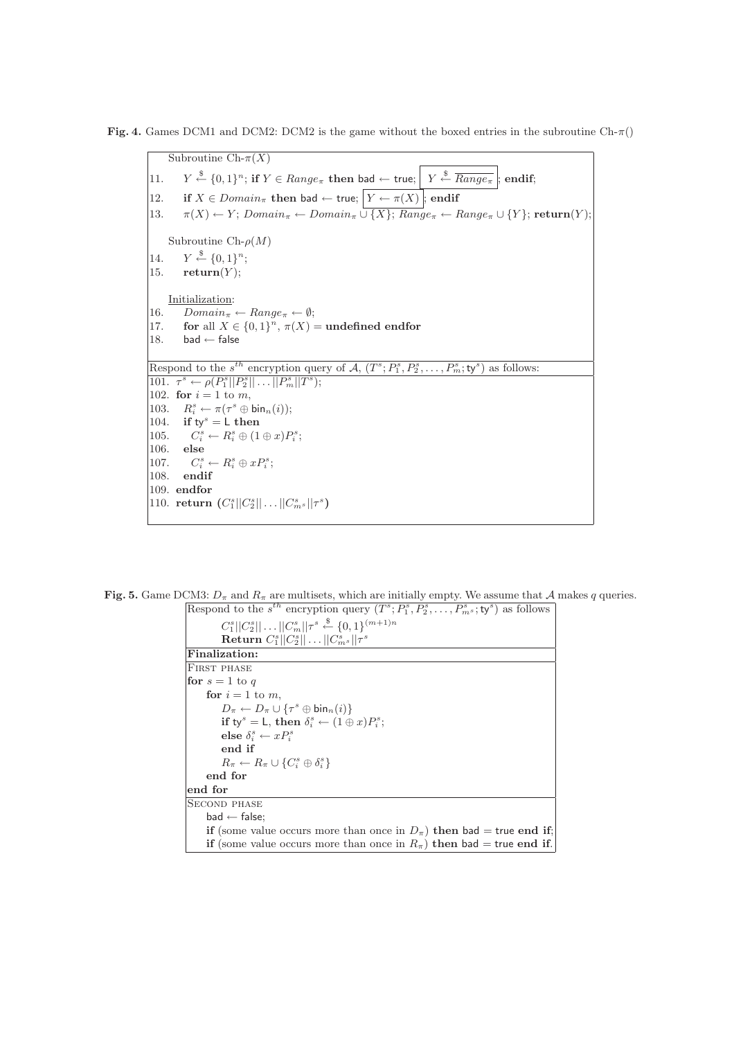**Fig. 4.** Games DCM1 and DCM2: DCM2 is the game without the boxed entries in the subroutine Ch-$\pi()$

```
    Subroutine Ch-π(X)
11.    Y ←$ {0,1}^n; if Y ∈ Range_π then bad ← true; [ Y ←$ \overline{Range_π} ]; endif;
12.    if X ∈ Domain_π then bad ← true; [ Y ← π(X) ]; endif
13.    π(X) ← Y; Domain_π ← Domain_π ∪ {X}; Range_π ← Range_π ∪ {Y}; return(Y);

    Subroutine Ch-ρ(M)
14.    Y ←$ {0,1}^n;
15.    return(Y);

    Initialization:
16.    Domain_π ← Range_π ← ∅;
17.    for all X ∈ {0,1}^n, π(X) = undefined endfor
18.    bad ← false

Respond to the s^th encryption query of A, (T^s; P_1^s, P_2^s, ..., P_m^s; ty^s) as follows:
101. τ^s ← ρ(P_1^s||P_2^s|| ... ||P_m^s||T^s);
102. for i = 1 to m,
103.    R_i^s ← π(τ^s ⊕ bin_n(i));
104.    if ty^s = L then
105.       C_i^s ← R_i^s ⊕ (1 ⊕ x)P_i^s;
106.    else
107.       C_i^s ← R_i^s ⊕ xP_i^s;
108.    endif
109. endfor
110. return (C_1^s||C_2^s|| ... ||C_{m^s}^s||τ^s)
```

**Fig. 5.** Game DCM3: $D_\pi$ and $R_\pi$ are multisets, which are initially empty. We assume that $\mathcal{A}$ makes $q$ queries.

```
Respond to the s^th encryption query (T^s; P_1^s, P_2^s, ..., P_{m^s}^s; ty^s) as follows
      C_1^s||C_2^s|| ... ||C_m^s||τ^s ←$ {0,1}^{(m+1)n}
      Return C_1^s||C_2^s|| ... ||C_{m^s}^s||τ^s
Finalization:
FIRST PHASE
for s = 1 to q
   for i = 1 to m,
      D_π ← D_π ∪ {τ^s ⊕ bin_n(i)}
      if ty^s = L, then δ_i^s ← (1 ⊕ x)P_i^s;
      else δ_i^s ← xP_i^s
      end if
      R_π ← R_π ∪ {C_i^s ⊕ δ_i^s}
   end for
end for
SECOND PHASE
   bad ← false;
   if (some value occurs more than once in D_π) then bad = true end if;
   if (some value occurs more than once in R_π) then bad = true end if.
```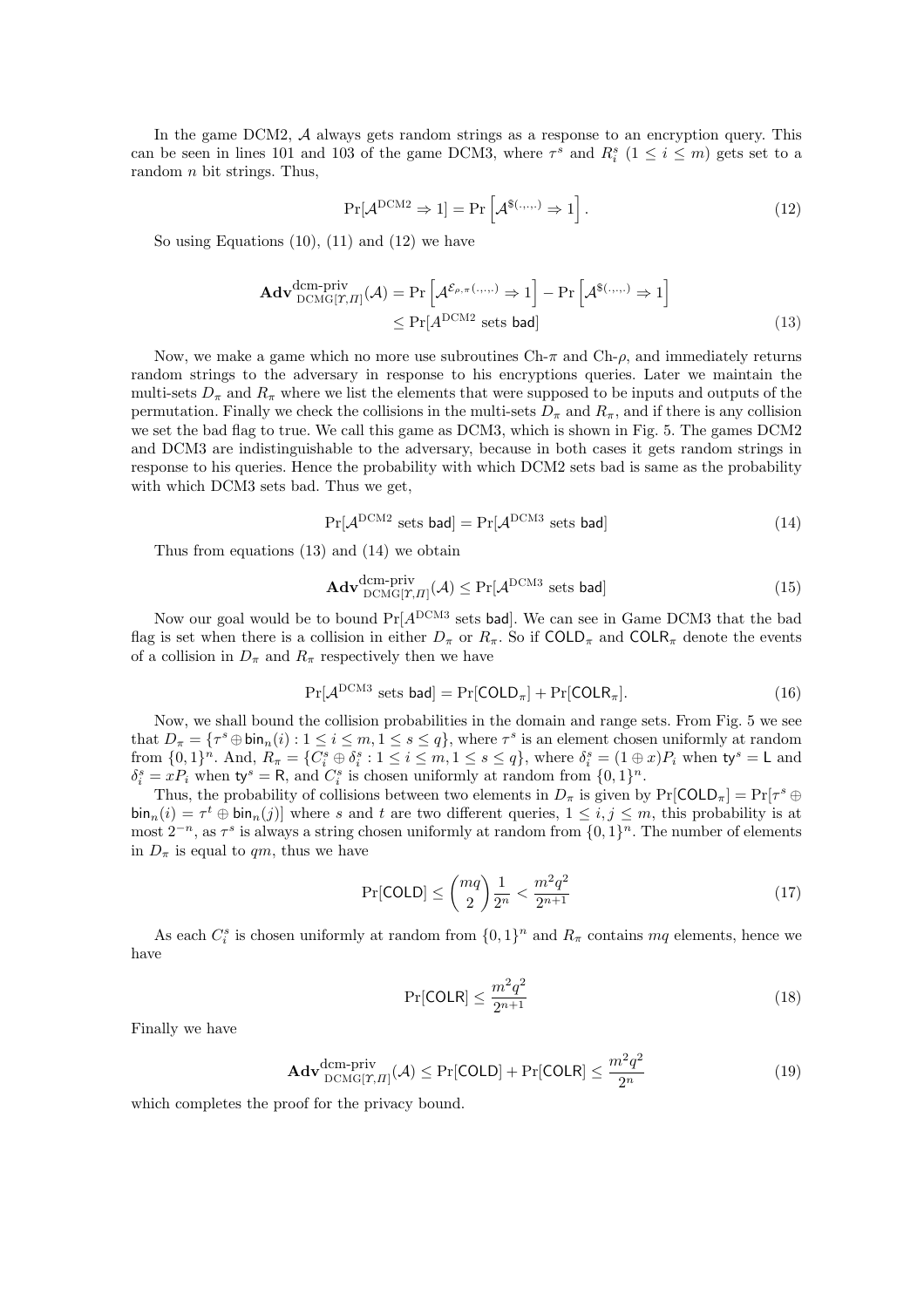In the game DCM2, $\mathcal{A}$ always gets random strings as a response to an encryption query. This can be seen in lines 101 and 103 of the game DCM3, where $\tau^s$ and $R_i^s$ ($1 \leq i \leq m$) gets set to a random $n$ bit strings. Thus,

$$\Pr[\mathcal{A}^{\text{DCM2}} \Rightarrow 1] = \Pr\left[\mathcal{A}^{\$(.,.,.)} \Rightarrow 1\right]. \tag{12}$$

So using Equations (10), (11) and (12) we have

$$\begin{aligned}
\mathbf{Adv}^{\text{dcm-priv}}_{\text{DCMG}[\Upsilon,\Pi]}(\mathcal{A}) &= \Pr\left[\mathcal{A}^{\mathcal{E}_{\rho,\pi}(.,.,.)} \Rightarrow 1\right] - \Pr\left[\mathcal{A}^{\$(.,.,.)} \Rightarrow 1\right] \\
&\leq \Pr[A^{\text{DCM2}} \text{ sets } \mathsf{bad}]
\end{aligned} \tag{13}$$

Now, we make a game which no more use subroutines Ch-$\pi$ and Ch-$\rho$, and immediately returns random strings to the adversary in response to his encryptions queries. Later we maintain the multi-sets $D_\pi$ and $R_\pi$ where we list the elements that were supposed to be inputs and outputs of the permutation. Finally we check the collisions in the multi-sets $D_\pi$ and $R_\pi$, and if there is any collision we set the bad flag to true. We call this game as DCM3, which is shown in Fig. 5. The games DCM2 and DCM3 are indistinguishable to the adversary, because in both cases it gets random strings in response to his queries. Hence the probability with which DCM2 sets bad is same as the probability with which DCM3 sets bad. Thus we get,

$$\Pr[\mathcal{A}^{\text{DCM2}} \text{ sets } \mathsf{bad}] = \Pr[\mathcal{A}^{\text{DCM3}} \text{ sets } \mathsf{bad}] \tag{14}$$

Thus from equations (13) and (14) we obtain

$$\mathbf{Adv}^{\text{dcm-priv}}_{\text{DCMG}[\Upsilon,\Pi]}(\mathcal{A}) \leq \Pr[\mathcal{A}^{\text{DCM3}} \text{ sets } \mathsf{bad}] \tag{15}$$

Now our goal would be to bound $\Pr[A^{\text{DCM3}} \text{ sets } \mathsf{bad}]$. We can see in Game DCM3 that the bad flag is set when there is a collision in either $D_\pi$ or $R_\pi$. So if $\mathsf{COLD}_\pi$ and $\mathsf{COLR}_\pi$ denote the events of a collision in $D_\pi$ and $R_\pi$ respectively then we have

$$\Pr[\mathcal{A}^{\text{DCM3}} \text{ sets } \mathsf{bad}] = \Pr[\mathsf{COLD}_\pi] + \Pr[\mathsf{COLR}_\pi]. \tag{16}$$

Now, we shall bound the collision probabilities in the domain and range sets. From Fig. 5 we see that $D_\pi = \{\tau^s \oplus \mathsf{bin}_n(i) : 1 \leq i \leq m, 1 \leq s \leq q\}$, where $\tau^s$ is an element chosen uniformly at random from $\{0,1\}^n$. And, $R_\pi = \{C_i^s \oplus \delta_i^s : 1 \leq i \leq m, 1 \leq s \leq q\}$, where $\delta_i^s = (1 \oplus x)P_i$ when $\mathsf{ty}^s = \mathsf{L}$ and $\delta_i^s = xP_i$ when $\mathsf{ty}^s = \mathsf{R}$, and $C_i^s$ is chosen uniformly at random from $\{0,1\}^n$.

Thus, the probability of collisions between two elements in $D_\pi$ is given by $\Pr[\mathsf{COLD}_\pi] = \Pr[\tau^s \oplus \mathsf{bin}_n(i) = \tau^t \oplus \mathsf{bin}_n(j)]$ where $s$ and $t$ are two different queries, $1 \leq i, j \leq m$, this probability is at most $2^{-n}$, as $\tau^s$ is always a string chosen uniformly at random from $\{0,1\}^n$. The number of elements in $D_\pi$ is equal to $qm$, thus we have

$$\Pr[\mathsf{COLD}] \leq \binom{mq}{2}\frac{1}{2^n} < \frac{m^2q^2}{2^{n+1}} \tag{17}$$

As each $C_i^s$ is chosen uniformly at random from $\{0,1\}^n$ and $R_\pi$ contains $mq$ elements, hence we have

$$\Pr[\mathsf{COLR}] \leq \frac{m^2q^2}{2^{n+1}} \tag{18}$$

Finally we have

$$\mathbf{Adv}^{\text{dcm-priv}}_{\text{DCMG}[\Upsilon,\Pi]}(\mathcal{A}) \leq \Pr[\mathsf{COLD}] + \Pr[\mathsf{COLR}] \leq \frac{m^2q^2}{2^n} \tag{19}$$

which completes the proof for the privacy bound.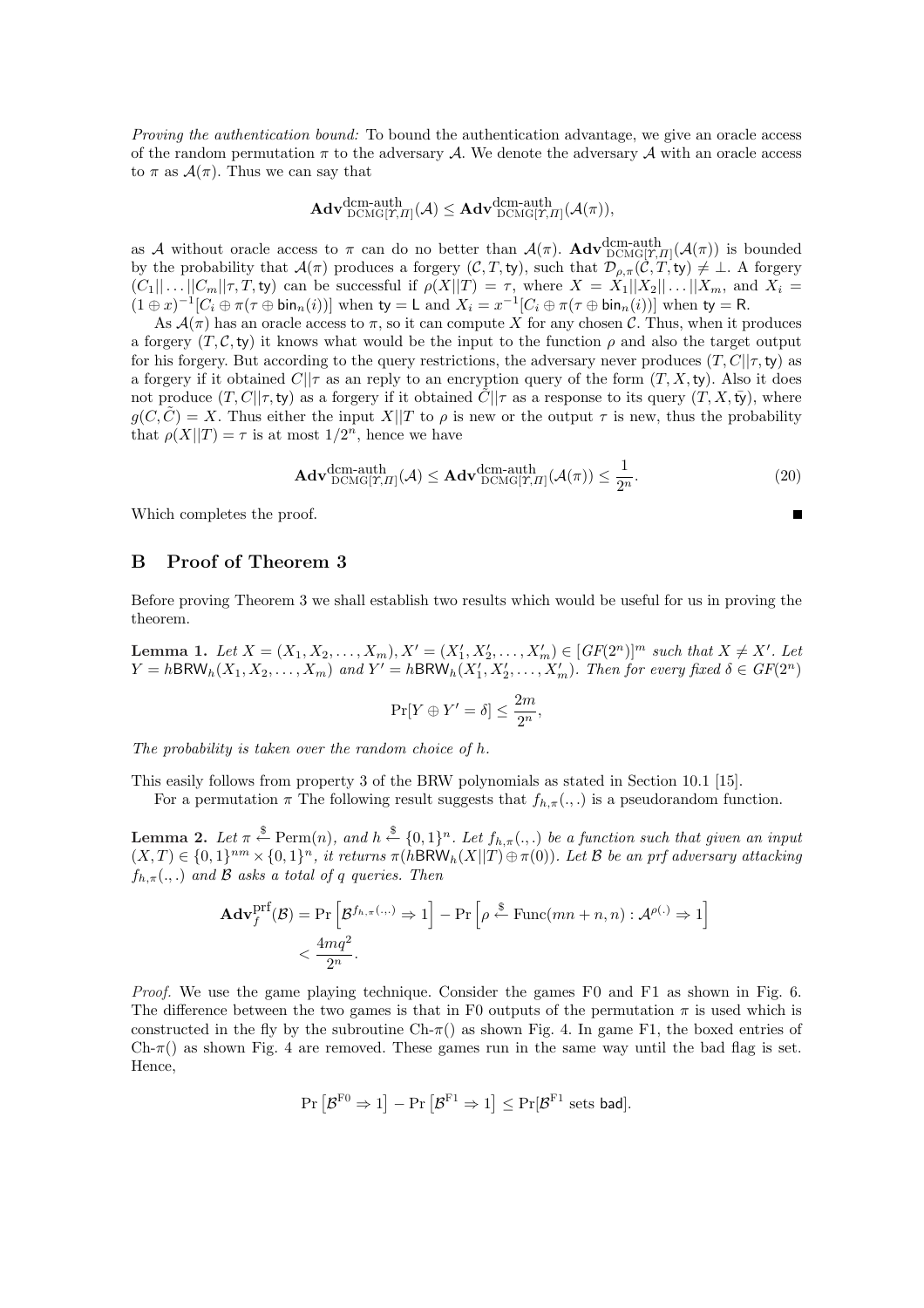*Proving the authentication bound:* To bound the authentication advantage, we give an oracle access of the random permutation $\pi$ to the adversary $\mathcal{A}$. We denote the adversary $\mathcal{A}$ with an oracle access to $\pi$ as $\mathcal{A}(\pi)$. Thus we can say that

$$\mathbf{Adv}^{\text{dcm-auth}}_{\text{DCMG}[\Upsilon,\Pi]}(\mathcal{A}) \leq \mathbf{Adv}^{\text{dcm-auth}}_{\text{DCMG}[\Upsilon,\Pi]}(\mathcal{A}(\pi)),$$

as $\mathcal{A}$ without oracle access to $\pi$ can do no better than $\mathcal{A}(\pi)$. $\mathbf{Adv}^{\text{dcm-auth}}_{\text{DCMG}[\Upsilon,\Pi]}(\mathcal{A}(\pi))$ is bounded by the probability that $\mathcal{A}(\pi)$ produces a forgery $(\mathcal{C}, T, \mathsf{ty})$, such that $\mathcal{D}_{\rho,\pi}(\mathcal{C}, T, \mathsf{ty}) \neq \bot$. A forgery $(C_1||\ldots||C_m||\tau, T, \mathsf{ty})$ can be successful if $\rho(X||T) = \tau$, where $X = X_1||X_2||\ldots||X_m$, and $X_i = (1 \oplus x)^{-1}[C_i \oplus \pi(\tau \oplus \mathsf{bin}_n(i))]$ when $\mathsf{ty} = \mathsf{L}$ and $X_i = x^{-1}[C_i \oplus \pi(\tau \oplus \mathsf{bin}_n(i))]$ when $\mathsf{ty} = \mathsf{R}$.

As $\mathcal{A}(\pi)$ has an oracle access to $\pi$, so it can compute $X$ for any chosen $\mathcal{C}$. Thus, when it produces a forgery $(T, \mathcal{C}, \mathsf{ty})$ it knows what would be the input to the function $\rho$ and also the target output for his forgery. But according to the query restrictions, the adversary never produces $(T, C||\tau, \mathsf{ty})$ as a forgery if it obtained $C||\tau$ as an reply to an encryption query of the form $(T, X, \mathsf{ty})$. Also it does not produce $(T, C||\tau, \mathsf{ty})$ as a forgery if it obtained $\tilde{C}||\tau$ as a response to its query $(T, X, \bar{\mathsf{ty}})$, where $g(C, \tilde{C}) = X$. Thus either the input $X||T$ to $\rho$ is new or the output $\tau$ is new, thus the probability that $\rho(X||T) = \tau$ is at most $1/2^n$, hence we have

$$\mathbf{Adv}^{\text{dcm-auth}}_{\text{DCMG}[\Upsilon,\Pi]}(\mathcal{A}) \leq \mathbf{Adv}^{\text{dcm-auth}}_{\text{DCMG}[\Upsilon,\Pi]}(\mathcal{A}(\pi)) \leq \frac{1}{2^n}. \tag{20}$$

Which completes the proof. ∎

## B Proof of Theorem 3

Before proving Theorem 3 we shall establish two results which would be useful for us in proving the theorem.

**Lemma 1.** *Let $X = (X_1, X_2, \ldots, X_m), X' = (X'_1, X'_2, \ldots, X'_m) \in [GF(2^n)]^m$ such that $X \neq X'$. Let $Y = h\mathsf{BRW}_h(X_1, X_2, \ldots, X_m)$ and $Y' = h\mathsf{BRW}_h(X'_1, X'_2, \ldots, X'_m)$. Then for every fixed $\delta \in GF(2^n)$*

$$\Pr[Y \oplus Y' = \delta] \leq \frac{2m}{2^n},$$

*The probability is taken over the random choice of $h$.*

This easily follows from property 3 of the BRW polynomials as stated in Section 10.1 [15].

For a permutation $\pi$ The following result suggests that $f_{h,\pi}(.,.)$ is a pseudorandom function.

**Lemma 2.** *Let $\pi \xleftarrow{\$} \mathrm{Perm}(n)$, and $h \xleftarrow{\$} \{0,1\}^n$. Let $f_{h,\pi}(.,.)$ be a function such that given an input $(X, T) \in \{0,1\}^{nm} \times \{0,1\}^n$, it returns $\pi(h\mathsf{BRW}_h(X||T) \oplus \pi(0))$. Let $\mathcal{B}$ be an prf adversary attacking $f_{h,\pi}(.,.)$ and $\mathcal{B}$ asks a total of $q$ queries. Then*

$$\begin{aligned}\mathbf{Adv}^{\text{prf}}_{f}(\mathcal{B}) &= \Pr\left[\mathcal{B}^{f_{h,\pi}(.,.)} \Rightarrow 1\right] - \Pr\left[\rho \xleftarrow{\$} \mathrm{Func}(mn + n, n) : \mathcal{A}^{\rho(.)} \Rightarrow 1\right] \\ &< \frac{4mq^2}{2^n}.\end{aligned}$$

*Proof.* We use the game playing technique. Consider the games F0 and F1 as shown in Fig. 6. The difference between the two games is that in F0 outputs of the permutation $\pi$ is used which is constructed in the fly by the subroutine Ch-$\pi$() as shown Fig. 4. In game F1, the boxed entries of Ch-$\pi$() as shown Fig. 4 are removed. These games run in the same way until the bad flag is set. Hence,

$$\Pr\left[\mathcal{B}^{\text{F0}} \Rightarrow 1\right] - \Pr\left[\mathcal{B}^{\text{F1}} \Rightarrow 1\right] \leq \Pr[\mathcal{B}^{\text{F1}} \text{ sets } \mathsf{bad}].$$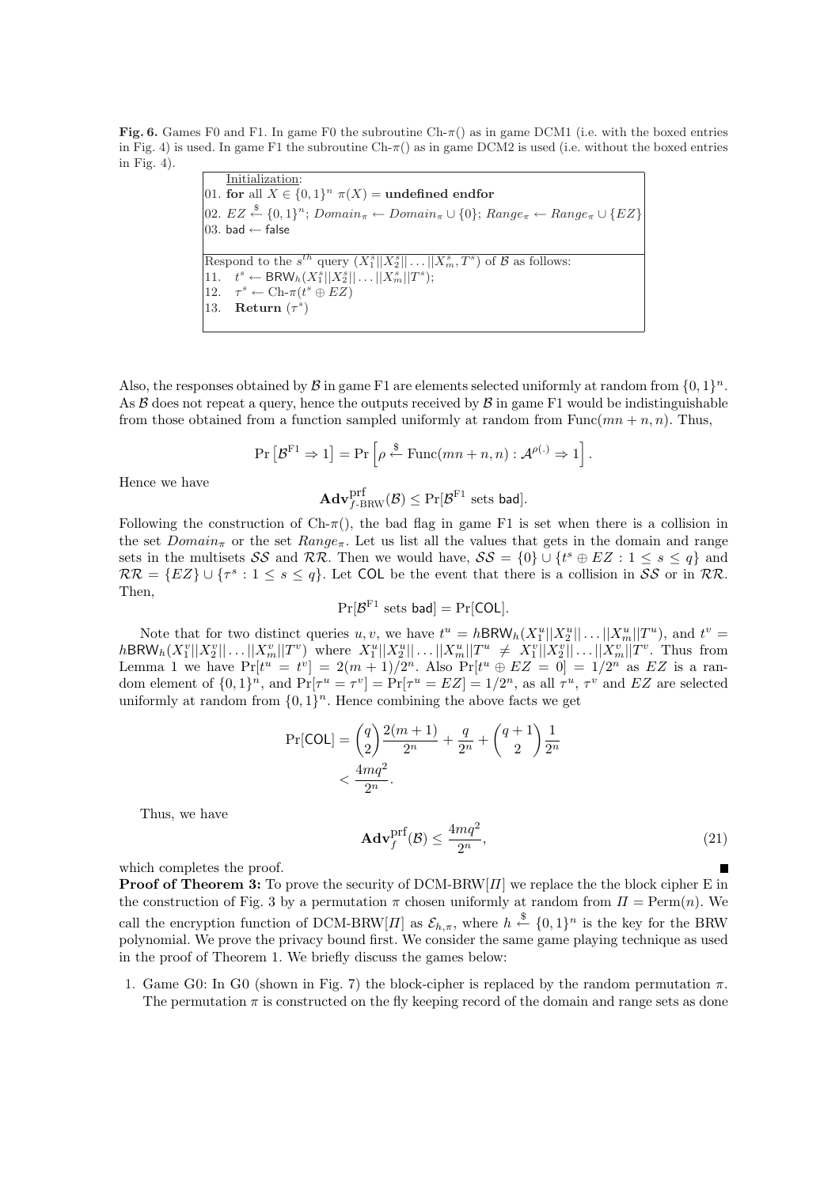**Fig. 6.** Games F0 and F1. In game F0 the subroutine Ch-$\pi$() as in game DCM1 (i.e. with the boxed entries in Fig. 4) is used. In game F1 the subroutine Ch-$\pi$() as in game DCM2 is used (i.e. without the boxed entries in Fig. 4).

```
Initialization:
01. for all X ∈ {0,1}^n π(X) = undefined endfor
02. EZ ←$ {0,1}^n; Domain_π ← Domain_π ∪ {0}; Range_π ← Range_π ∪ {EZ}
03. bad ← false

Respond to the s^th query (X_1^s||X_2^s||...||X_m^s, T^s) of B as follows:
11.   t^s ← BRW_h(X_1^s||X_2^s||...||X_m^s||T^s);
12.   τ^s ← Ch-π(t^s ⊕ EZ)
13.   Return (τ^s)
```

Also, the responses obtained by $\mathcal{B}$ in game F1 are elements selected uniformly at random from $\{0,1\}^n$. As $\mathcal{B}$ does not repeat a query, hence the outputs received by $\mathcal{B}$ in game F1 would be indistinguishable from those obtained from a function sampled uniformly at random from $\text{Func}(mn+n, n)$. Thus,

$$\Pr\left[\mathcal{B}^{\text{F1}} \Rightarrow 1\right] = \Pr\left[\rho \xleftarrow{\$} \text{Func}(mn+n,n) : \mathcal{A}^{\rho(.)} \Rightarrow 1\right].$$

Hence we have

$$\mathbf{Adv}^{\text{prf}}_{f\text{-BRW}}(\mathcal{B}) \leq \Pr[\mathcal{B}^{\text{F1}} \text{ sets } \mathsf{bad}].$$

Following the construction of Ch-$\pi$(), the bad flag in game F1 is set when there is a collision in the set $Domain_\pi$ or the set $Range_\pi$. Let us list all the values that gets in the domain and range sets in the multisets $\mathcal{SS}$ and $\mathcal{RR}$. Then we would have, $\mathcal{SS} = \{0\} \cup \{t^s \oplus EZ : 1 \leq s \leq q\}$ and $\mathcal{RR} = \{EZ\} \cup \{\tau^s : 1 \leq s \leq q\}$. Let $\mathsf{COL}$ be the event that there is a collision in $\mathcal{SS}$ or in $\mathcal{RR}$. Then,

$$\Pr[\mathcal{B}^{\text{F1}} \text{ sets } \mathsf{bad}] = \Pr[\mathsf{COL}].$$

Note that for two distinct queries $u, v$, we have $t^u = h\mathsf{BRW}_h(X_1^u||X_2^u||\ldots||X_m^u||T^u)$, and $t^v = h\mathsf{BRW}_h(X_1^v||X_2^v||\ldots||X_m^v||T^v)$ where $X_1^u||X_2^u||\ldots||X_m^u||T^u \neq X_1^v||X_2^v||\ldots||X_m^v||T^v$. Thus from Lemma 1 we have $\Pr[t^u = t^v] = 2(m+1)/2^n$. Also $\Pr[t^u \oplus EZ = 0] = 1/2^n$ as $EZ$ is a random element of $\{0,1\}^n$, and $\Pr[\tau^u = \tau^v] = \Pr[\tau^u = EZ] = 1/2^n$, as all $\tau^u$, $\tau^v$ and $EZ$ are selected uniformly at random from $\{0,1\}^n$. Hence combining the above facts we get

$$\begin{aligned}
\Pr[\mathsf{COL}] &= \binom{q}{2}\frac{2(m+1)}{2^n} + \frac{q}{2^n} + \binom{q+1}{2}\frac{1}{2^n} \\
&< \frac{4mq^2}{2^n}.
\end{aligned}$$

Thus, we have

$$\mathbf{Adv}^{\text{prf}}_{f}(\mathcal{B}) \leq \frac{4mq^2}{2^n}, \tag{21}$$

which completes the proof. ■

**Proof of Theorem 3:** To prove the security of DCM-BRW[$\Pi$] we replace the the block cipher E in the construction of Fig. 3 by a permutation $\pi$ chosen uniformly at random from $\Pi = \text{Perm}(n)$. We call the encryption function of DCM-BRW[$\Pi$] as $\mathcal{E}_{h,\pi}$, where $h \xleftarrow{\$} \{0,1\}^n$ is the key for the BRW polynomial. We prove the privacy bound first. We consider the same game playing technique as used in the proof of Theorem 1. We briefly discuss the games below:

1. Game G0: In G0 (shown in Fig. 7) the block-cipher is replaced by the random permutation $\pi$. The permutation $\pi$ is constructed on the fly keeping record of the domain and range sets as done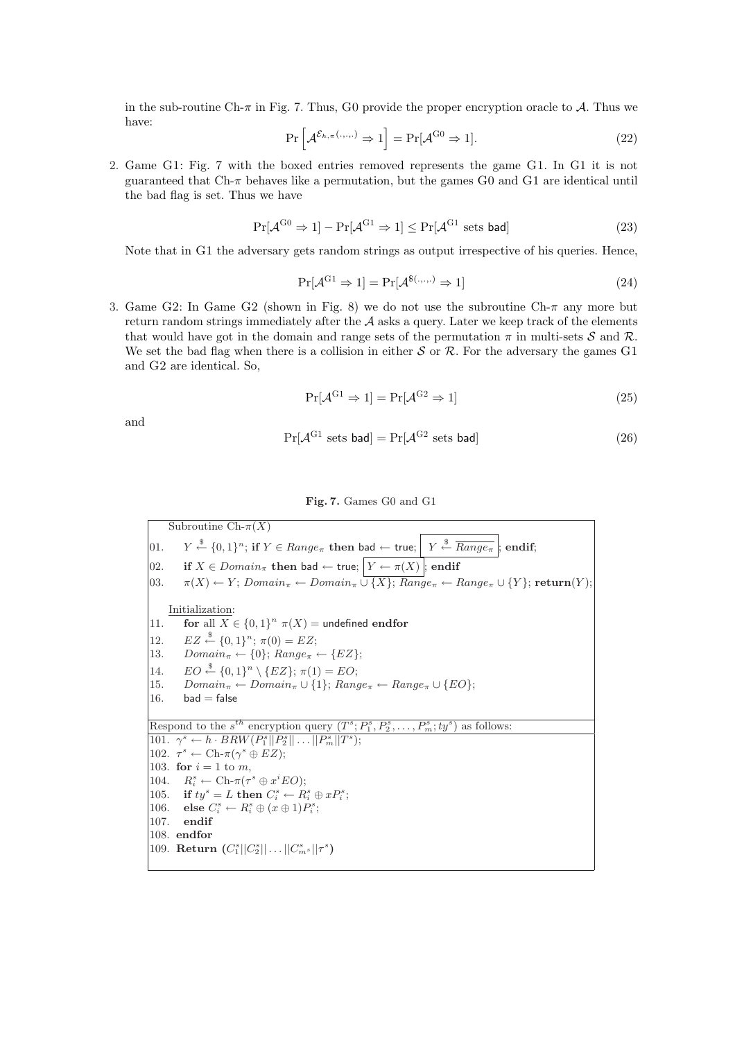in the sub-routine Ch-$\pi$ in Fig. 7. Thus, G0 provide the proper encryption oracle to $\mathcal{A}$. Thus we have:

$$\Pr\left[\mathcal{A}^{\mathcal{E}_{h,\pi}(.,.,.)} \Rightarrow 1\right] = \Pr[\mathcal{A}^{\mathrm{G0}} \Rightarrow 1]. \tag{22}$$

2. Game G1: Fig. 7 with the boxed entries removed represents the game G1. In G1 it is not guaranteed that Ch-$\pi$ behaves like a permutation, but the games G0 and G1 are identical until the bad flag is set. Thus we have

$$\Pr[\mathcal{A}^{\mathrm{G0}} \Rightarrow 1] - \Pr[\mathcal{A}^{\mathrm{G1}} \Rightarrow 1] \leq \Pr[\mathcal{A}^{\mathrm{G1}} \text{ sets } \mathsf{bad}] \tag{23}$$

Note that in G1 the adversary gets random strings as output irrespective of his queries. Hence,

$$\Pr[\mathcal{A}^{\mathrm{G1}} \Rightarrow 1] = \Pr[\mathcal{A}^{\$(.,.,.)} \Rightarrow 1] \tag{24}$$

3. Game G2: In Game G2 (shown in Fig. 8) we do not use the subroutine Ch-$\pi$ any more but return random strings immediately after the $\mathcal{A}$ asks a query. Later we keep track of the elements that would have got in the domain and range sets of the permutation $\pi$ in multi-sets $\mathcal{S}$ and $\mathcal{R}$. We set the bad flag when there is a collision in either $\mathcal{S}$ or $\mathcal{R}$. For the adversary the games G1 and G2 are identical. So,

$$\Pr[\mathcal{A}^{\mathrm{G1}} \Rightarrow 1] = \Pr[\mathcal{A}^{\mathrm{G2}} \Rightarrow 1] \tag{25}$$

and

$$\Pr[\mathcal{A}^{\mathrm{G1}} \text{ sets } \mathsf{bad}] = \Pr[\mathcal{A}^{\mathrm{G2}} \text{ sets } \mathsf{bad}] \tag{26}$$

**Fig. 7.** Games G0 and G1

```
    Subroutine Ch-π(X)
01.   Y ←$ {0,1}^n; if Y ∈ Range_π then bad ← true; [ Y ←$ complement(Range_π) ]; endif;
02.   if X ∈ Domain_π then bad ← true; [ Y ← π(X) ]; endif
03.   π(X) ← Y; Domain_π ← Domain_π ∪ {X}; Range_π ← Range_π ∪ {Y}; return(Y);

    Initialization:
11.   for all X ∈ {0,1}^n π(X) = undefined endfor
12.   EZ ←$ {0,1}^n; π(0) = EZ;
13.   Domain_π ← {0}; Range_π ← {EZ};
14.   EO ←$ {0,1}^n \ {EZ}; π(1) = EO;
15.   Domain_π ← Domain_π ∪ {1}; Range_π ← Range_π ∪ {EO};
16.   bad = false

Respond to the s^th encryption query (T^s; P_1^s, P_2^s, ..., P_m^s; ty^s) as follows:
101. γ^s ← h · BRW(P_1^s||P_2^s||...||P_m^s||T^s);
102. τ^s ← Ch-π(γ^s ⊕ EZ);
103. for i = 1 to m,
104.   R_i^s ← Ch-π(τ^s ⊕ x^i EO);
105.   if ty^s = L then C_i^s ← R_i^s ⊕ xP_i^s;
106.   else C_i^s ← R_i^s ⊕ (x ⊕ 1)P_i^s;
107.   endif
108. endfor
109. Return (C_1^s||C_2^s||...||C_{m^s}^s||τ^s)
```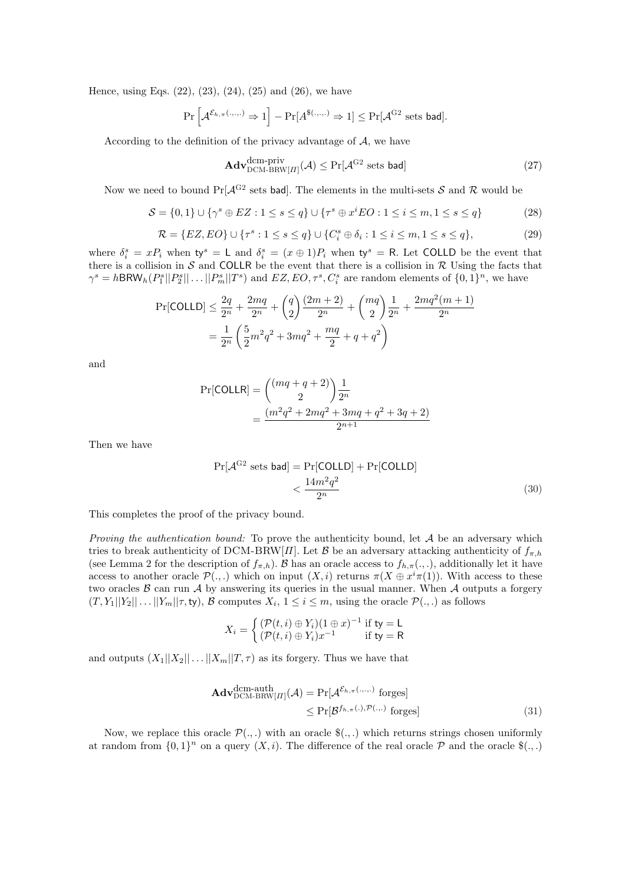Hence, using Eqs. (22), (23), (24), (25) and (26), we have

$$\Pr\left[\mathcal{A}^{\mathcal{E}_{h,\pi}(.,.,.)} \Rightarrow 1\right] - \Pr[A^{\$(.,.,.)} \Rightarrow 1] \leq \Pr[\mathcal{A}^{\mathrm{G2}} \text{ sets } \mathsf{bad}].$$

According to the definition of the privacy advantage of $\mathcal{A}$, we have

$$\mathbf{Adv}^{\text{dcm-priv}}_{\text{DCM-BRW}[\Pi]}(\mathcal{A}) \leq \Pr[\mathcal{A}^{\mathrm{G2}} \text{ sets } \mathsf{bad}] \tag{27}$$

Now we need to bound $\Pr[\mathcal{A}^{\mathrm{G2}}$ sets $\mathsf{bad}]$. The elements in the multi-sets $\mathcal{S}$ and $\mathcal{R}$ would be

$$\mathcal{S} = \{0, 1\} \cup \{\gamma^s \oplus EZ : 1 \leq s \leq q\} \cup \{\tau^s \oplus x^i EO : 1 \leq i \leq m, 1 \leq s \leq q\} \tag{28}$$

$$\mathcal{R} = \{EZ, EO\} \cup \{\tau^s : 1 \leq s \leq q\} \cup \{C_i^s \oplus \delta_i : 1 \leq i \leq m, 1 \leq s \leq q\}, \tag{29}$$

where $\delta_i^s = xP_i$ when $\mathsf{ty}^s = \mathsf{L}$ and $\delta_i^s = (x \oplus 1)P_i$ when $\mathsf{ty}^s = \mathsf{R}$. Let $\mathsf{COLLD}$ be the event that there is a collision in $\mathcal{S}$ and $\mathsf{COLLR}$ be the event that there is a collision in $\mathcal{R}$ Using the facts that $\gamma^s = h\mathsf{BRW}_h(P_1^s||P_2^s||\ldots||P_m^s||T^s)$ and $EZ, EO, \tau^s, C_i^s$ are random elements of $\{0,1\}^n$, we have

$$\begin{aligned}
\Pr[\mathsf{COLLD}] &\leq \frac{2q}{2^n} + \frac{2mq}{2^n} + \binom{q}{2}\frac{(2m+2)}{2^n} + \binom{mq}{2}\frac{1}{2^n} + \frac{2mq^2(m+1)}{2^n} \\
&= \frac{1}{2^n}\left(\frac{5}{2}m^2q^2 + 3mq^2 + \frac{mq}{2} + q + q^2\right)
\end{aligned}$$

and

$$\begin{aligned}
\Pr[\mathsf{COLLR}] &= \binom{(mq+q+2)}{2}\frac{1}{2^n} \\
&= \frac{(m^2q^2 + 2mq^2 + 3mq + q^2 + 3q + 2)}{2^{n+1}}
\end{aligned}$$

Then we have

$$\begin{aligned}
\Pr[\mathcal{A}^{\mathrm{G2}} \text{ sets } \mathsf{bad}] &= \Pr[\mathsf{COLLD}] + \Pr[\mathsf{COLLD}] \\
&< \frac{14m^2q^2}{2^n}
\end{aligned} \tag{30}$$

This completes the proof of the privacy bound.

*Proving the authentication bound:* To prove the authenticity bound, let $\mathcal{A}$ be an adversary which tries to break authenticity of DCM-BRW[$\Pi$]. Let $\mathcal{B}$ be an adversary attacking authenticity of $f_{\pi,h}$ (see Lemma 2 for the description of $f_{\pi,h}$). $\mathcal{B}$ has an oracle access to $f_{h,\pi}(.,.)$, additionally let it have access to another oracle $\mathcal{P}(.,.)$ which on input $(X, i)$ returns $\pi(X \oplus x^i\pi(1))$. With access to these two oracles $\mathcal{B}$ can run $\mathcal{A}$ by answering its queries in the usual manner. When $\mathcal{A}$ outputs a forgery $(T, Y_1||Y_2||\ldots||Y_m||\tau, \mathsf{ty})$, $\mathcal{B}$ computes $X_i$, $1 \leq i \leq m$, using the oracle $\mathcal{P}(.,.)$ as follows

$$X_i = \begin{cases} (\mathcal{P}(t,i) \oplus Y_i)(1 \oplus x)^{-1} & \text{if } \mathsf{ty} = \mathsf{L} \\ (\mathcal{P}(t,i) \oplus Y_i)x^{-1} & \text{if } \mathsf{ty} = \mathsf{R} \end{cases}$$

and outputs $(X_1||X_2||\ldots||X_m||T, \tau)$ as its forgery. Thus we have that

$$\begin{aligned}
\mathbf{Adv}^{\text{dcm-auth}}_{\text{DCM-BRW}[\Pi]}(\mathcal{A}) &= \Pr[\mathcal{A}^{\mathcal{E}_{h,\pi}(.,.,.)} \text{ forges}] \\
&\leq \Pr[\mathcal{B}^{f_{h,\pi}(.),\mathcal{P}(.,.)} \text{ forges}]
\end{aligned} \tag{31}$$

Now, we replace this oracle $\mathcal{P}(.,.)$ with an oracle $\$(.,.)$ which returns strings chosen uniformly at random from $\{0,1\}^n$ on a query $(X, i)$. The difference of the real oracle $\mathcal{P}$ and the oracle $\$(.,.)$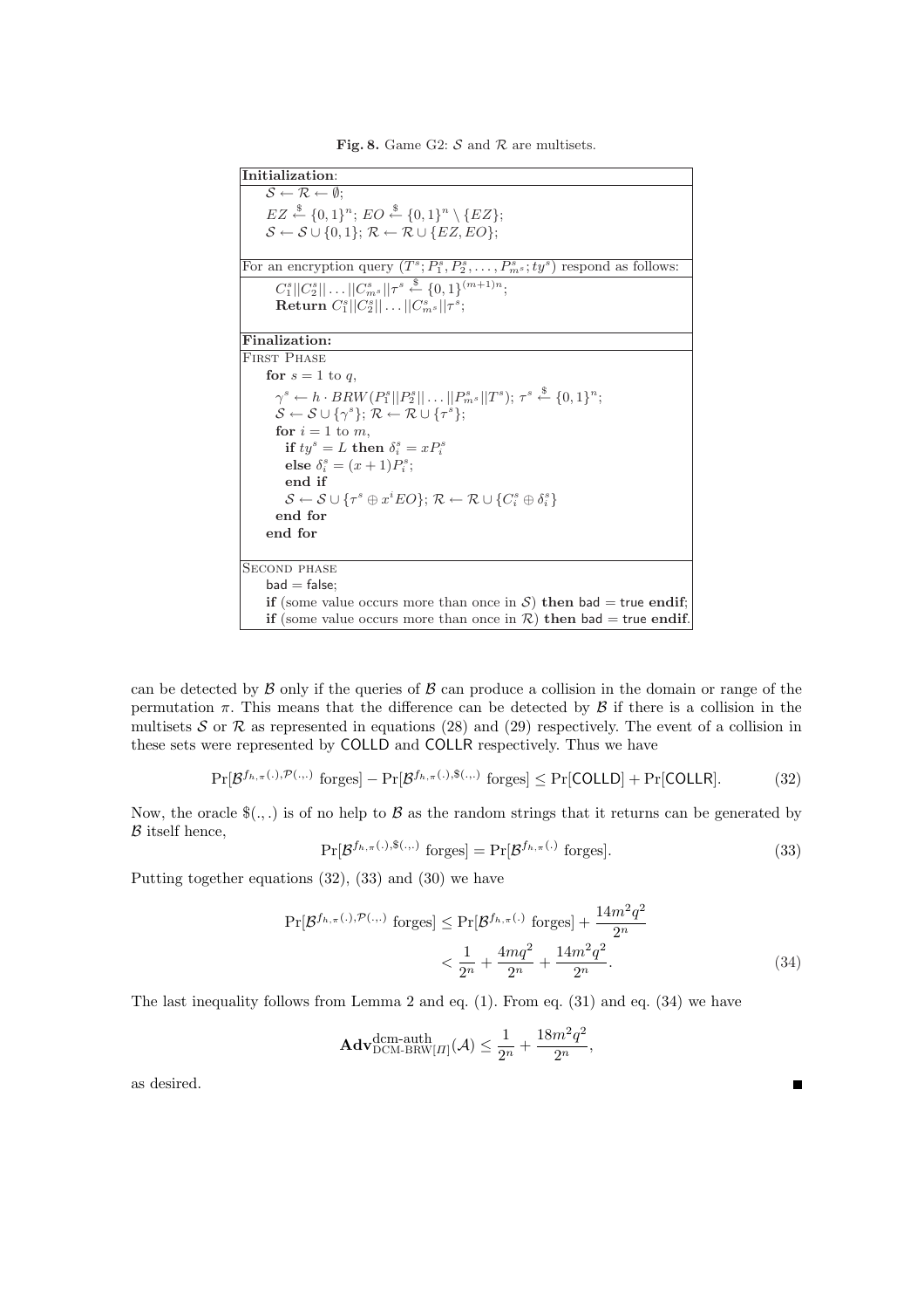**Fig. 8.** Game G2: $\mathcal{S}$ and $\mathcal{R}$ are multisets.

```
Initialization:
   S ← R ← ∅;
   EZ ←$ {0,1}^n; EO ←$ {0,1}^n \ {EZ};
   S ← S ∪ {0,1}; R ← R ∪ {EZ, EO};

For an encryption query (T^s; P_1^s, P_2^s, ..., P_{m^s}^s; ty^s) respond as follows:
      C_1^s||C_2^s||...||C_{m^s}^s||τ^s ←$ {0,1}^{(m+1)n};
      Return C_1^s||C_2^s||...||C_{m^s}^s||τ^s;

Finalization:
FIRST PHASE
   for s = 1 to q,
      γ^s ← h · BRW(P_1^s||P_2^s||...||P_{m^s}^s||T^s); τ^s ←$ {0,1}^n;
      S ← S ∪ {γ^s}; R ← R ∪ {τ^s};
      for i = 1 to m,
         if ty^s = L then δ_i^s = x P_i^s
         else δ_i^s = (x+1) P_i^s;
         end if
         S ← S ∪ {τ^s ⊕ x^i EO}; R ← R ∪ {C_i^s ⊕ δ_i^s}
      end for
   end for

SECOND PHASE
   bad = false;
   if (some value occurs more than once in S) then bad = true endif;
   if (some value occurs more than once in R) then bad = true endif.
```

can be detected by $\mathcal{B}$ only if the queries of $\mathcal{B}$ can produce a collision in the domain or range of the permutation $\pi$. This means that the difference can be detected by $\mathcal{B}$ if there is a collision in the multisets $\mathcal{S}$ or $\mathcal{R}$ as represented in equations (28) and (29) respectively. The event of a collision in these sets were represented by COLLD and COLLR respectively. Thus we have

$$\Pr[\mathcal{B}^{f_{h,\pi}(.),\mathcal{P}(.,.)} \text{ forges}] - \Pr[\mathcal{B}^{f_{h,\pi}(.),\$(.,.)} \text{ forges}] \leq \Pr[\mathsf{COLLD}] + \Pr[\mathsf{COLLR}]. \tag{32}$$

Now, the oracle $\$(.,.)$ is of no help to $\mathcal{B}$ as the random strings that it returns can be generated by $\mathcal{B}$ itself hence,

$$\Pr[\mathcal{B}^{f_{h,\pi}(.),\$(.,.)} \text{ forges}] = \Pr[\mathcal{B}^{f_{h,\pi}(.)} \text{ forges}]. \tag{33}$$

Putting together equations (32), (33) and (30) we have

$$\begin{aligned}\Pr[\mathcal{B}^{f_{h,\pi}(.),\mathcal{P}(.,.)} \text{ forges}] &\leq \Pr[\mathcal{B}^{f_{h,\pi}(.)} \text{ forges}] + \frac{14m^2q^2}{2^n} \\ &< \frac{1}{2^n} + \frac{4mq^2}{2^n} + \frac{14m^2q^2}{2^n}.\end{aligned} \tag{34}$$

The last inequality follows from Lemma 2 and eq. (1). From eq. (31) and eq. (34) we have

$$\mathbf{Adv}^{\text{dcm-auth}}_{\text{DCM-BRW}[\Pi]}(\mathcal{A}) \leq \frac{1}{2^n} + \frac{18m^2q^2}{2^n},$$

as desired. ∎